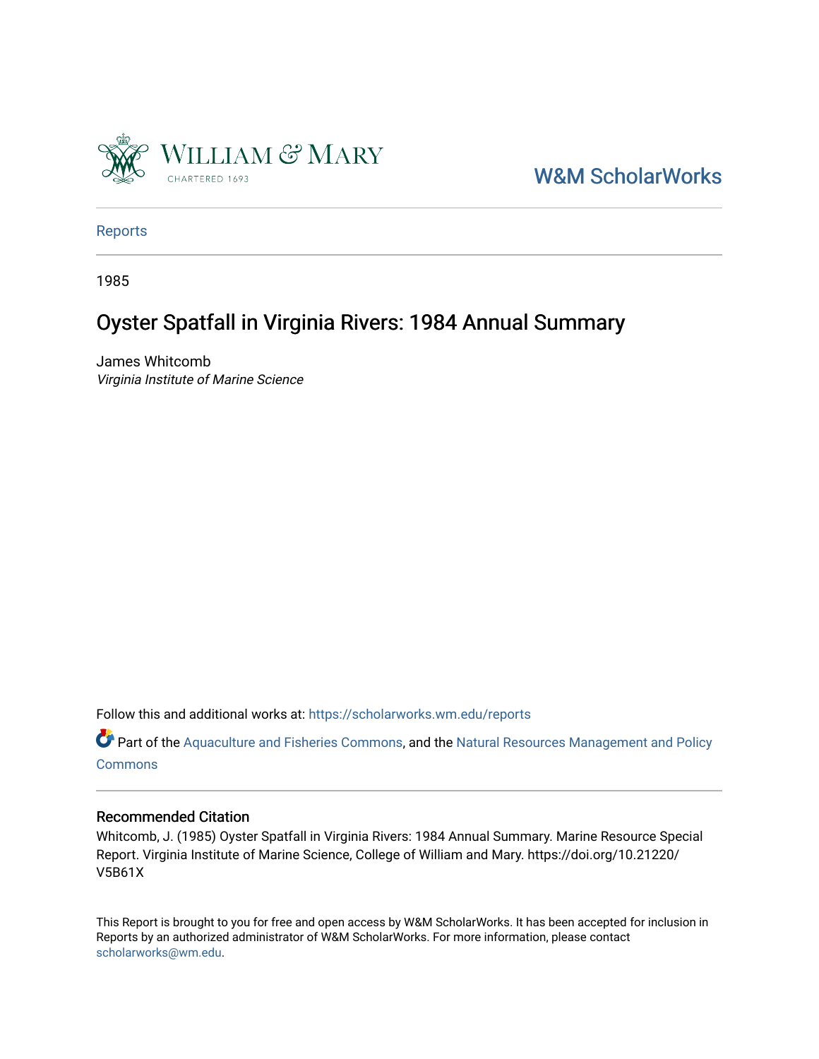W&M ScholarWorks

Reports

1985

# Oyster Spatfall in Virginia Rivers: 1984 Annual Summary

James Whitcomb
*Virginia Institute of Marine Science*

Follow this and additional works at: https://scholarworks.wm.edu/reports

Part of the Aquaculture and Fisheries Commons, and the Natural Resources Management and Policy Commons

## Recommended Citation

Whitcomb, J. (1985) Oyster Spatfall in Virginia Rivers: 1984 Annual Summary. Marine Resource Special Report. Virginia Institute of Marine Science, College of William and Mary. https://doi.org/10.21220/V5B61X

This Report is brought to you for free and open access by W&M ScholarWorks. It has been accepted for inclusion in Reports by an authorized administrator of W&M ScholarWorks. For more information, please contact scholarworks@wm.edu.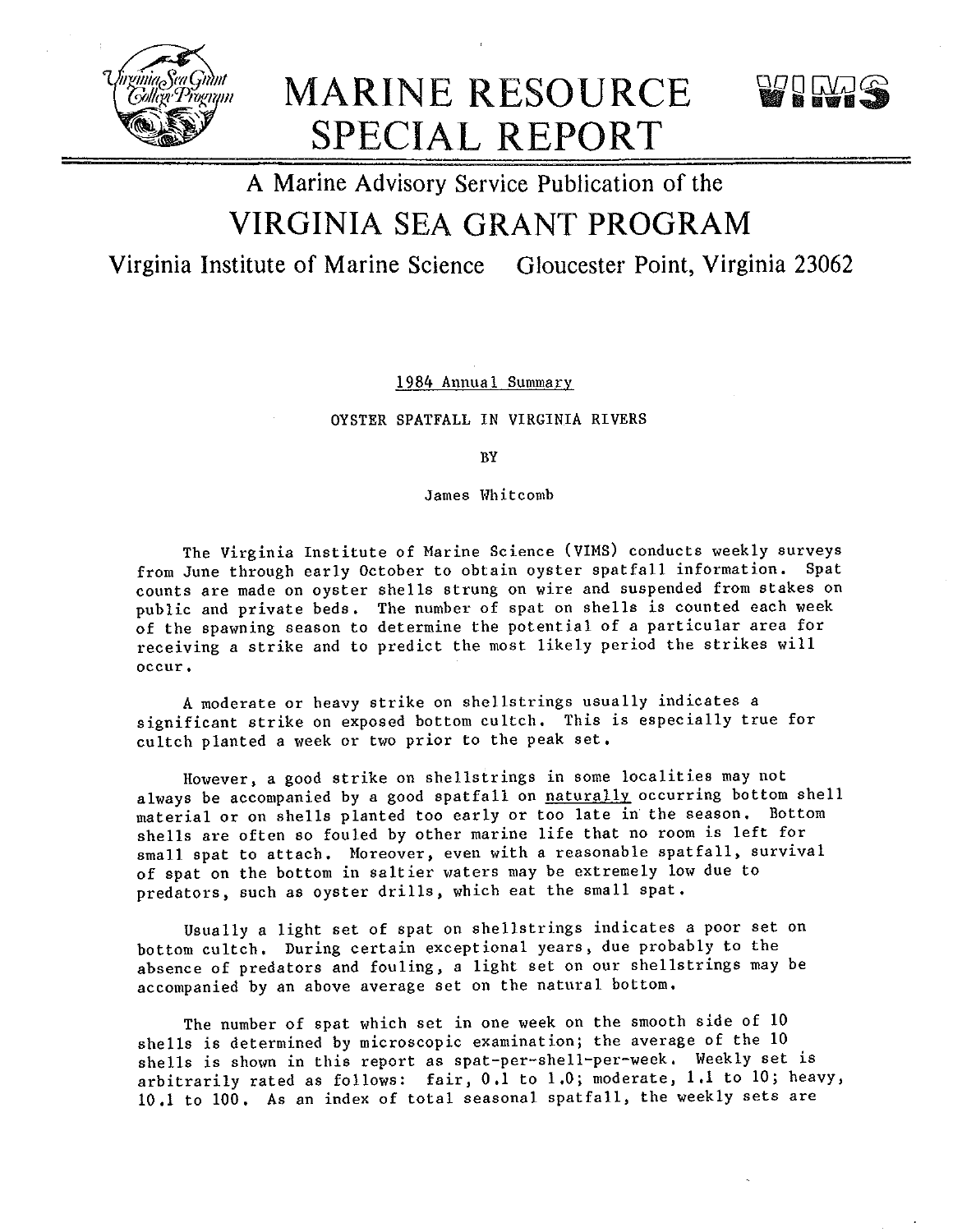# MARINE RESOURCE SPECIAL REPORT

A Marine Advisory Service Publication of the

## VIRGINIA SEA GRANT PROGRAM

Virginia Institute of Marine Science Gloucester Point, Virginia 23062

1984 Annual Summary

OYSTER SPATFALL IN VIRGINIA RIVERS

BY

James Whitcomb

The Virginia Institute of Marine Science (VIMS) conducts weekly surveys from June through early October to obtain oyster spatfall information. Spat counts are made on oyster shells strung on wire and suspended from stakes on public and private beds. The number of spat on shells is counted each week of the spawning season to determine the potential of a particular area for receiving a strike and to predict the most likely period the strikes will occur.

A moderate or heavy strike on shellstrings usually indicates a significant strike on exposed bottom cultch. This is especially true for cultch planted a week or two prior to the peak set.

However, a good strike on shellstrings in some localities may not always be accompanied by a good spatfall on _naturally_ occurring bottom shell material or on shells planted too early or too late in the season. Bottom shells are often so fouled by other marine life that no room is left for small spat to attach. Moreover, even with a reasonable spatfall, survival of spat on the bottom in saltier waters may be extremely low due to predators, such as oyster drills, which eat the small spat.

Usually a light set of spat on shellstrings indicates a poor set on bottom cultch. During certain exceptional years, due probably to the absence of predators and fouling, a light set on our shellstrings may be accompanied by an above average set on the natural bottom.

The number of spat which set in one week on the smooth side of 10 shells is determined by microscopic examination; the average of the 10 shells is shown in this report as spat-per-shell-per-week. Weekly set is arbitrarily rated as follows: fair, 0.1 to 1.0; moderate, 1.1 to 10; heavy, 10.1 to 100. As an index of total seasonal spatfall, the weekly sets are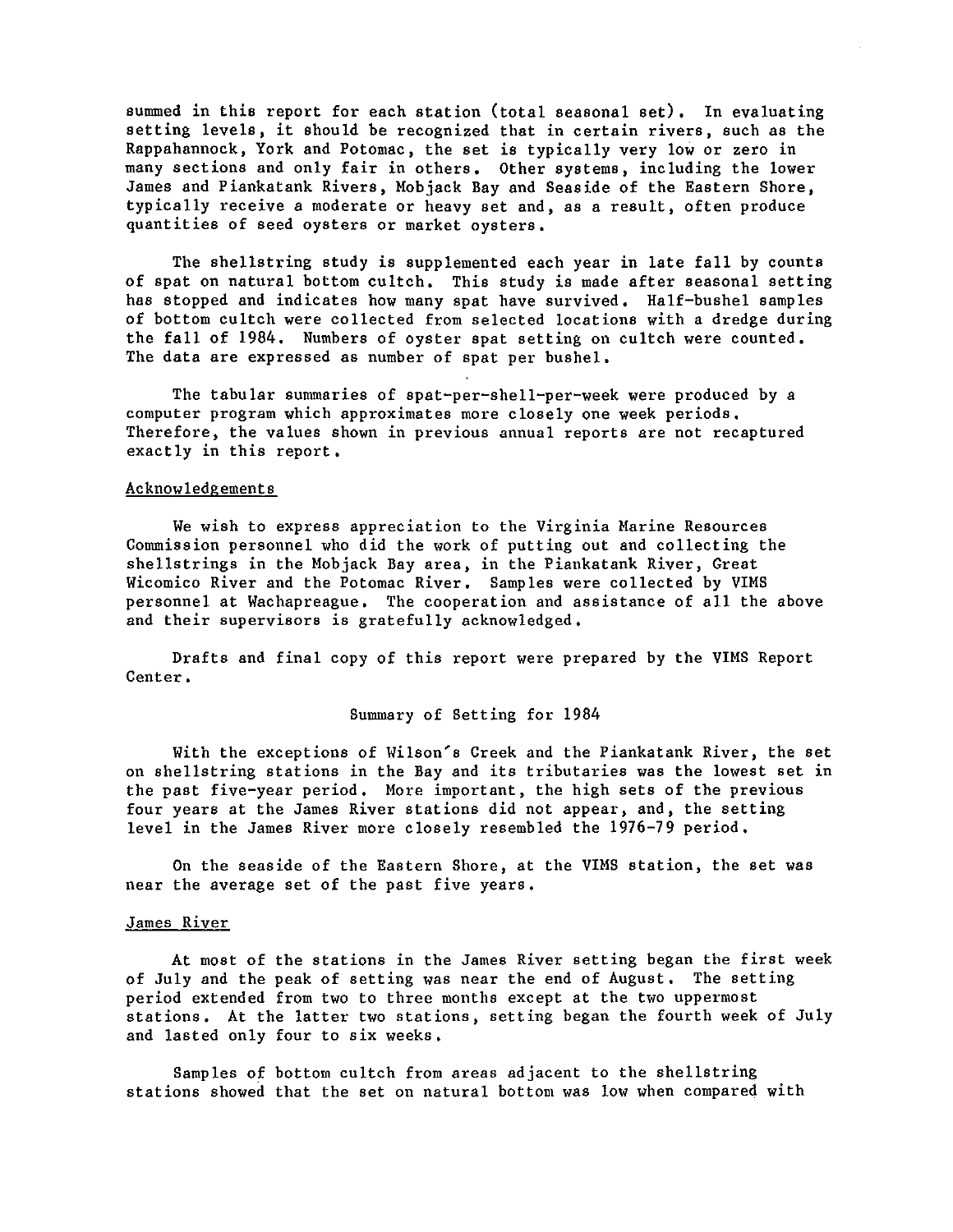summed in this report for each station (total seasonal set). In evaluating setting levels, it should be recognized that in certain rivers, such as the Rappahannock, York and Potomac, the set is typically very low or zero in many sections and only fair in others. Other systems, including the lower James and Piankatank Rivers, Mobjack Bay and Seaside of the Eastern Shore, typically receive a moderate or heavy set and, as a result, often produce quantities of seed oysters or market oysters.

The shellstring study is supplemented each year in late fall by counts of spat on natural bottom cultch. This study is made after seasonal setting has stopped and indicates how many spat have survived. Half-bushel samples of bottom cultch were collected from selected locations with a dredge during the fall of 1984. Numbers of oyster spat setting on cultch were counted. The data are expressed as number of spat per bushel.

The tabular summaries of spat-per-shell-per-week were produced by a computer program which approximates more closely one week periods. Therefore, the values shown in previous annual reports are not recaptured exactly in this report.

## Acknowledgements

We wish to express appreciation to the Virginia Marine Resources Commission personnel who did the work of putting out and collecting the shellstrings in the Mobjack Bay area, in the Piankatank River, Great Wicomico River and the Potomac River. Samples were collected by VIMS personnel at Wachapreague. The cooperation and assistance of all the above and their supervisors is gratefully acknowledged.

Drafts and final copy of this report were prepared by the VIMS Report Center.

## Summary of Setting for 1984

With the exceptions of Wilson's Creek and the Piankatank River, the set on shellstring stations in the Bay and its tributaries was the lowest set in the past five-year period. More important, the high sets of the previous four years at the James River stations did not appear, and, the setting level in the James River more closely resembled the 1976-79 period.

On the seaside of the Eastern Shore, at the VIMS station, the set was near the average set of the past five years.

## James River

At most of the stations in the James River setting began the first week of July and the peak of setting was near the end of August. The setting period extended from two to three months except at the two uppermost stations. At the latter two stations, setting began the fourth week of July and lasted only four to six weeks.

Samples of bottom cultch from areas adjacent to the shellstring stations showed that the set on natural bottom was low when compared with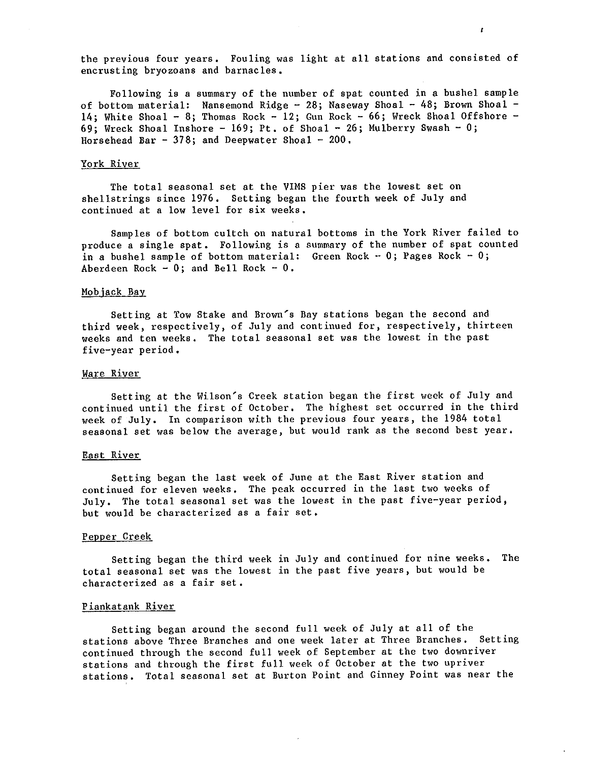the previous four years. Fouling was light at all stations and consisted of encrusting bryozoans and barnacles.

Following is a summary of the number of spat counted in a bushel sample of bottom material: Nansemond Ridge - 28; Naseway Shoal - 48; Brown Shoal - 14; White Shoal - 8; Thomas Rock - 12; Gun Rock - 66; Wreck Shoal Offshore - 69; Wreck Shoal Inshore - 169; Pt. of Shoal - 26; Mulberry Swash - 0; Horsehead Bar - 378; and Deepwater Shoal - 200.

## York River

The total seasonal set at the VIMS pier was the lowest set on shellstrings since 1976. Setting began the fourth week of July and continued at a low level for six weeks.

Samples of bottom cultch on natural bottoms in the York River failed to produce a single spat. Following is a summary of the number of spat counted in a bushel sample of bottom material: Green Rock - 0; Pages Rock - 0; Aberdeen Rock - 0; and Bell Rock - 0.

## Mobjack Bay

Setting at Tow Stake and Brown's Bay stations began the second and third week, respectively, of July and continued for, respectively, thirteen weeks and ten weeks. The total seasonal set was the lowest in the past five-year period.

## Ware River

Setting at the Wilson's Creek station began the first week of July and continued until the first of October. The highest set occurred in the third week of July. In comparison with the previous four years, the 1984 total seasonal set was below the average, but would rank as the second best year.

## East River

Setting began the last week of June at the East River station and continued for eleven weeks. The peak occurred in the last two weeks of July. The total seasonal set was the lowest in the past five-year period, but would be characterized as a fair set.

## Pepper Creek

Setting began the third week in July and continued for nine weeks. The total seasonal set was the lowest in the past five years, but would be characterized as a fair set.

## Piankatank River

Setting began around the second full week of July at all of the stations above Three Branches and one week later at Three Branches. Setting continued through the second full week of September at the two downriver stations and through the first full week of October at the two upriver stations. Total seasonal set at Burton Point and Ginney Point was near the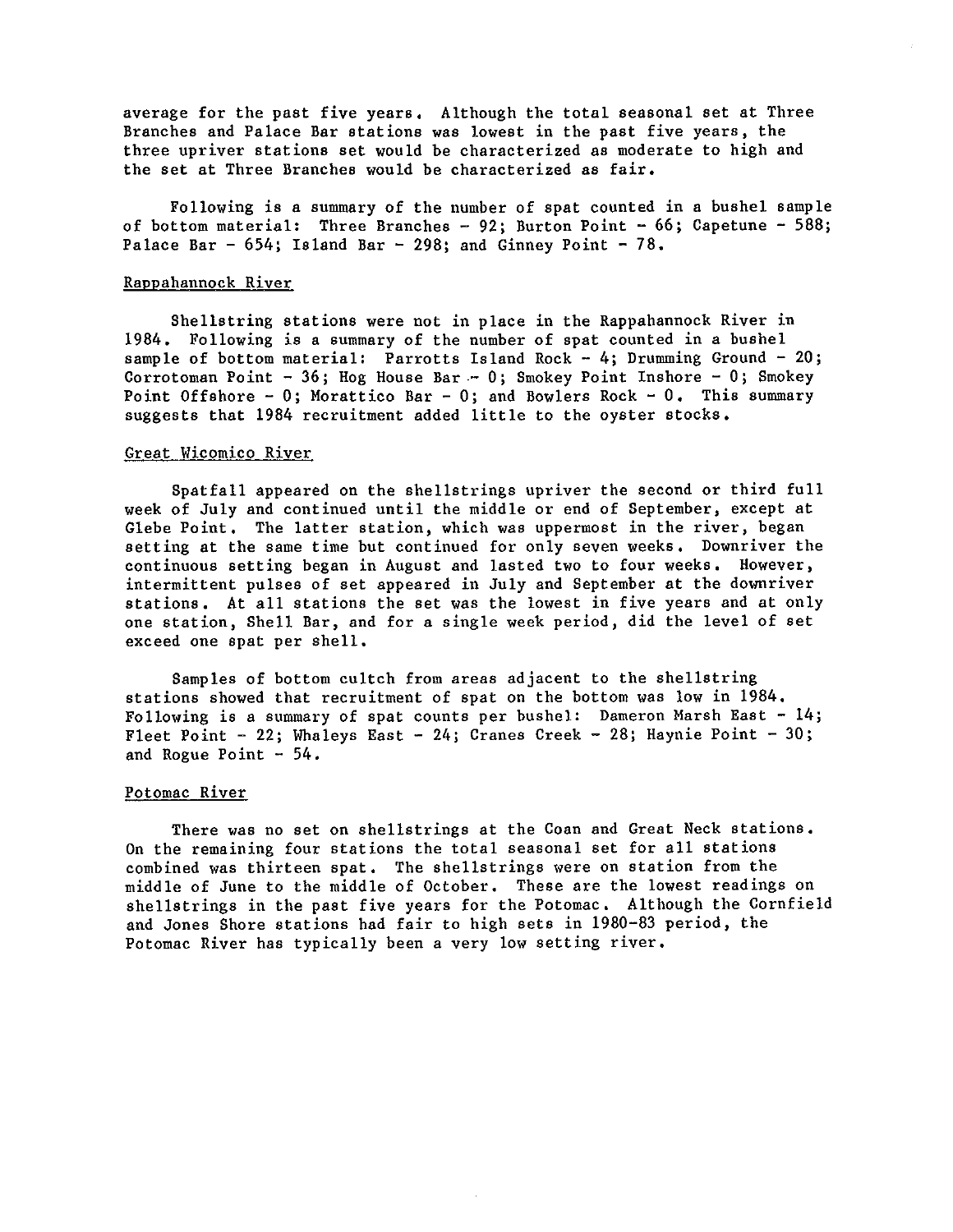average for the past five years. Although the total seasonal set at Three Branches and Palace Bar stations was lowest in the past five years, the three upriver stations set would be characterized as moderate to high and the set at Three Branches would be characterized as fair.

Following is a summary of the number of spat counted in a bushel sample of bottom material: Three Branches - 92; Burton Point - 66; Capetune - 588; Palace Bar - 654; Island Bar - 298; and Ginney Point - 78.

### Rappahannock River

Shellstring stations were not in place in the Rappahannock River in 1984. Following is a summary of the number of spat counted in a bushel sample of bottom material: Parrotts Island Rock - 4; Drumming Ground - 20; Corrotoman Point - 36; Hog House Bar - 0; Smokey Point Inshore - 0; Smokey Point Offshore - 0; Morattico Bar - 0; and Bowlers Rock - 0. This summary suggests that 1984 recruitment added little to the oyster stocks.

### Great Wicomico River

Spatfall appeared on the shellstrings upriver the second or third full week of July and continued until the middle or end of September, except at Glebe Point. The latter station, which was uppermost in the river, began setting at the same time but continued for only seven weeks. Downriver the continuous setting began in August and lasted two to four weeks. However, intermittent pulses of set appeared in July and September at the downriver stations. At all stations the set was the lowest in five years and at only one station, Shell Bar, and for a single week period, did the level of set exceed one spat per shell.

Samples of bottom cultch from areas adjacent to the shellstring stations showed that recruitment of spat on the bottom was low in 1984. Following is a summary of spat counts per bushel: Dameron Marsh East - 14; Fleet Point - 22; Whaleys East - 24; Cranes Creek - 28; Haynie Point - 30; and Rogue Point - 54.

### Potomac River

There was no set on shellstrings at the Coan and Great Neck stations. On the remaining four stations the total seasonal set for all stations combined was thirteen spat. The shellstrings were on station from the middle of June to the middle of October. These are the lowest readings on shellstrings in the past five years for the Potomac. Although the Cornfield and Jones Shore stations had fair to high sets in 1980-83 period, the Potomac River has typically been a very low setting river.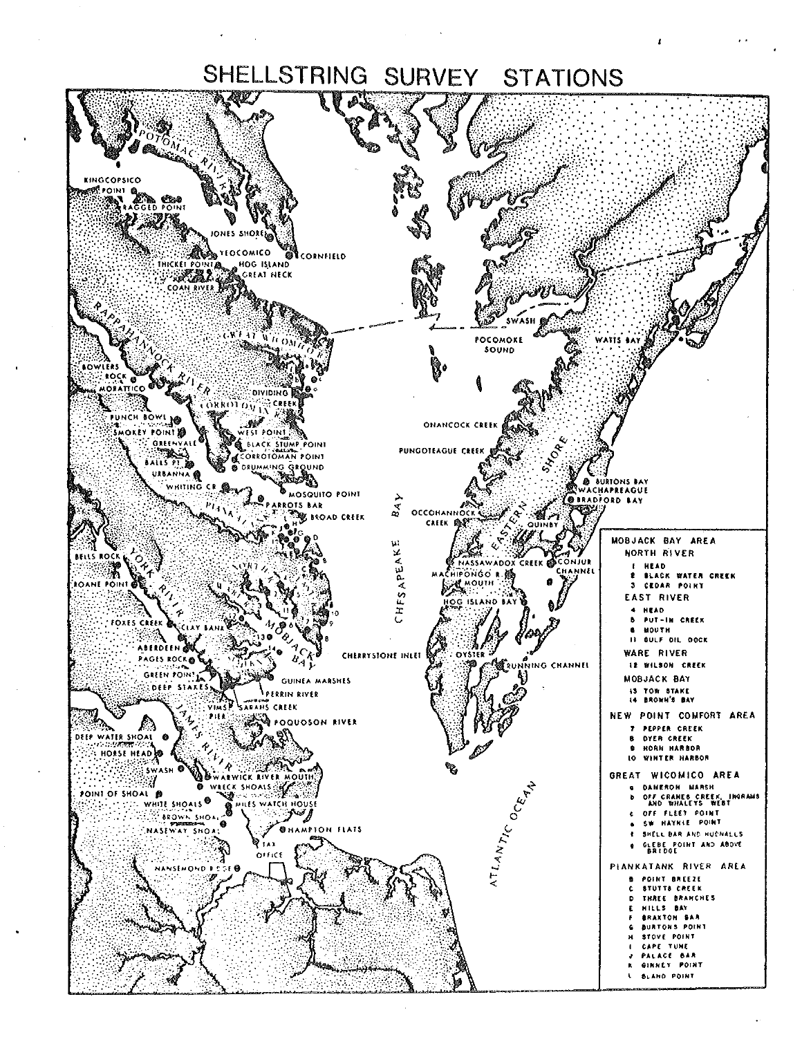# SHELLSTRING SURVEY STATIONS

**MOBJACK BAY AREA**

NORTH RIVER
- 1 HEAD
- 2 BLACK WATER CREEK
- 3 CEDAR POINT

EAST RIVER
- 4 HEAD
- 5 PUT-IN CREEK
- 6 MOUTH
- 11 GULF OIL DOCK

WARE RIVER
- 12 WILSON CREEK

MOBJACK BAY
- 13 TOW STAKE
- 14 BROWN'S BAY

**NEW POINT COMFORT AREA**
- 7 PEPPER CREEK
- 8 DYER CREEK
- 9 HORN HARBOR
- 10 WINTER HARBOR

**GREAT WICOMICO AREA**
- a DAMERON MARSH
- b OFF CRANES CREEK, INGRAMS AND WHALEYS WEST
- c OFF FLEET POINT
- e SW HAYNIE POINT
- f SHELL BAR AND HUGNALLS
- g GLEBE POINT AND ABOVE BRIDGE

**PIANKATANK RIVER AREA**
- B POINT BREEZE
- C STUTTS CREEK
- D THREE BRANCHES
- E HILLS BAY
- F BRAXTON BAR
- G BURTONS POINT
- H STOVE POINT
- I CAPE TUNE
- J PALACE BAR
- K GINNEY POINT
- L BLAND POINT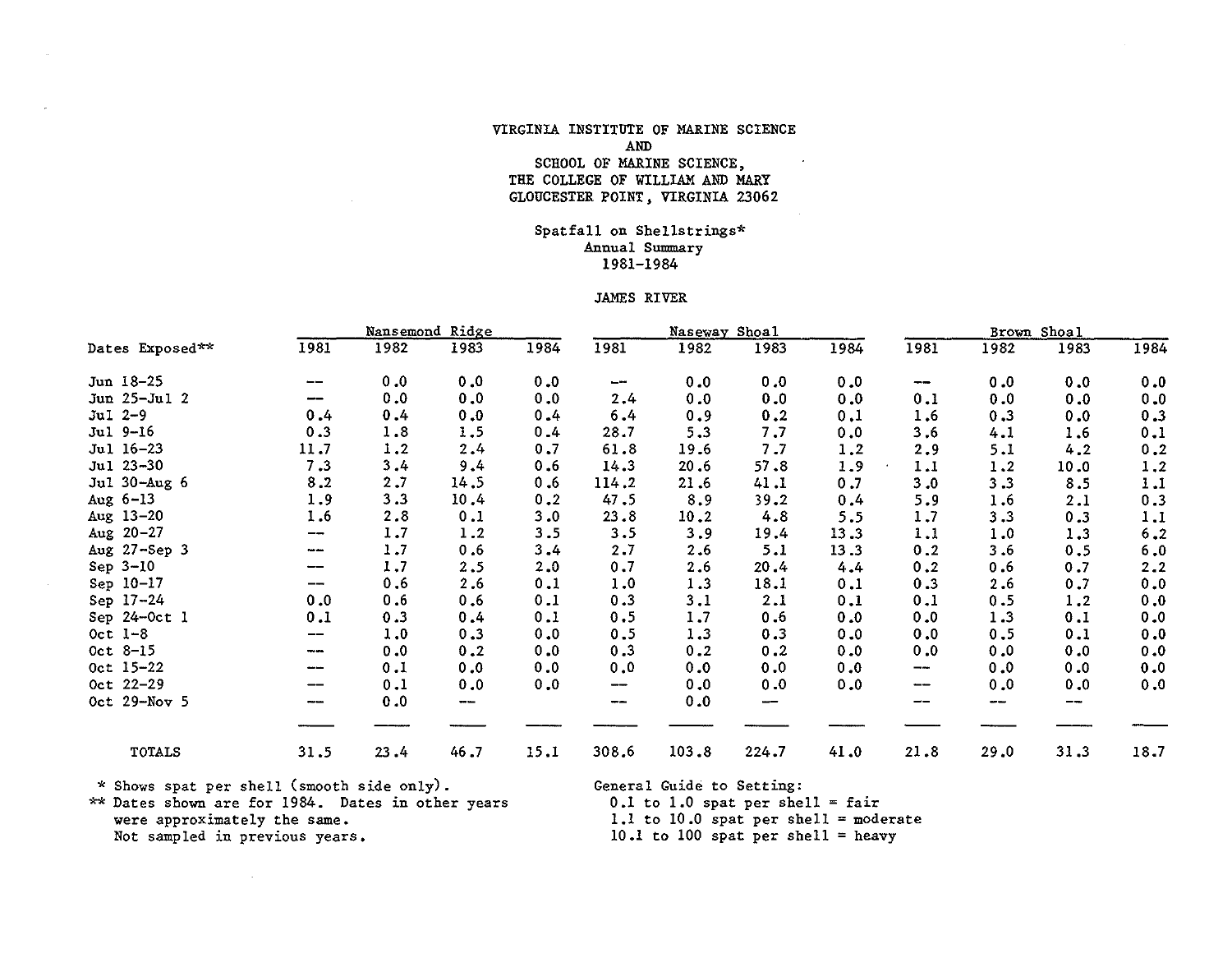VIRGINIA INSTITUTE OF MARINE SCIENCE
AND
SCHOOL OF MARINE SCIENCE,
THE COLLEGE OF WILLIAM AND MARY
GLOUCESTER POINT, VIRGINIA 23062

Spatfall on Shellstrings*
Annual Summary
1981-1984

JAMES RIVER

| | Nansemond Ridge | | | | Naseway Shoal | | | | Brown Shoal | | | |
|---|---|---|---|---|---|---|---|---|---|---|---|---|
| Dates Exposed** | 1981 | 1982 | 1983 | 1984 | 1981 | 1982 | 1983 | 1984 | 1981 | 1982 | 1983 | 1984 |
| Jun 18-25 | -- | 0.0 | 0.0 | 0.0 | -- | 0.0 | 0.0 | 0.0 | -- | 0.0 | 0.0 | 0.0 |
| Jun 25-Jul 2 | -- | 0.0 | 0.0 | 0.0 | 2.4 | 0.0 | 0.0 | 0.0 | 0.1 | 0.0 | 0.0 | 0.0 |
| Jul 2-9 | 0.4 | 0.4 | 0.0 | 0.4 | 6.4 | 0.9 | 0.2 | 0.1 | 1.6 | 0.3 | 0.0 | 0.3 |
| Jul 9-16 | 0.3 | 1.8 | 1.5 | 0.4 | 28.7 | 5.3 | 7.7 | 0.0 | 3.6 | 4.1 | 1.6 | 0.1 |
| Jul 16-23 | 11.7 | 1.2 | 2.4 | 0.7 | 61.8 | 19.6 | 7.7 | 1.2 | 2.9 | 5.1 | 4.2 | 0.2 |
| Jul 23-30 | 7.3 | 3.4 | 9.4 | 0.6 | 14.3 | 20.6 | 57.8 | 1.9 | 1.1 | 1.2 | 10.0 | 1.2 |
| Jul 30-Aug 6 | 8.2 | 2.7 | 14.5 | 0.6 | 114.2 | 21.6 | 41.1 | 0.7 | 3.0 | 3.3 | 8.5 | 1.1 |
| Aug 6-13 | 1.9 | 3.3 | 10.4 | 0.2 | 47.5 | 8.9 | 39.2 | 0.4 | 5.9 | 1.6 | 2.1 | 0.3 |
| Aug 13-20 | 1.6 | 2.8 | 0.1 | 3.0 | 23.8 | 10.2 | 4.8 | 5.5 | 1.7 | 3.3 | 0.3 | 1.1 |
| Aug 20-27 | -- | 1.7 | 1.2 | 3.5 | 3.5 | 3.9 | 19.4 | 13.3 | 1.1 | 1.0 | 1.3 | 6.2 |
| Aug 27-Sep 3 | -- | 1.7 | 0.6 | 3.4 | 2.7 | 2.6 | 5.1 | 13.3 | 0.2 | 3.6 | 0.5 | 6.0 |
| Sep 3-10 | -- | 1.7 | 2.5 | 2.0 | 0.7 | 2.6 | 20.4 | 4.4 | 0.2 | 0.6 | 0.7 | 2.2 |
| Sep 10-17 | -- | 0.6 | 2.6 | 0.1 | 1.0 | 1.3 | 18.1 | 0.1 | 0.3 | 2.6 | 0.7 | 0.0 |
| Sep 17-24 | 0.0 | 0.6 | 0.6 | 0.1 | 0.3 | 3.1 | 2.1 | 0.1 | 0.1 | 0.5 | 1.2 | 0.0 |
| Sep 24-Oct 1 | 0.1 | 0.3 | 0.4 | 0.1 | 0.5 | 1.7 | 0.6 | 0.0 | 0.0 | 1.3 | 0.1 | 0.0 |
| Oct 1-8 | -- | 1.0 | 0.3 | 0.0 | 0.5 | 1.3 | 0.3 | 0.0 | 0.0 | 0.5 | 0.1 | 0.0 |
| Oct 8-15 | -- | 0.0 | 0.2 | 0.0 | 0.3 | 0.2 | 0.2 | 0.0 | 0.0 | 0.0 | 0.0 | 0.0 |
| Oct 15-22 | -- | 0.1 | 0.0 | 0.0 | 0.0 | 0.0 | 0.0 | 0.0 | -- | 0.0 | 0.0 | 0.0 |
| Oct 22-29 | -- | 0.1 | 0.0 | 0.0 | -- | 0.0 | 0.0 | 0.0 | -- | 0.0 | 0.0 | 0.0 |
| Oct 29-Nov 5 | -- | 0.0 | -- | | -- | 0.0 | -- | | -- | -- | -- | |
| TOTALS | 31.5 | 23.4 | 46.7 | 15.1 | 308.6 | 103.8 | 224.7 | 41.0 | 21.8 | 29.0 | 31.3 | 18.7 |

\* Shows spat per shell (smooth side only).
** Dates shown are for 1984. Dates in other years were approximately the same.
-- Not sampled in previous years.

General Guide to Setting:
0.1 to 1.0 spat per shell = fair
1.1 to 10.0 spat per shell = moderate
10.1 to 100 spat per shell = heavy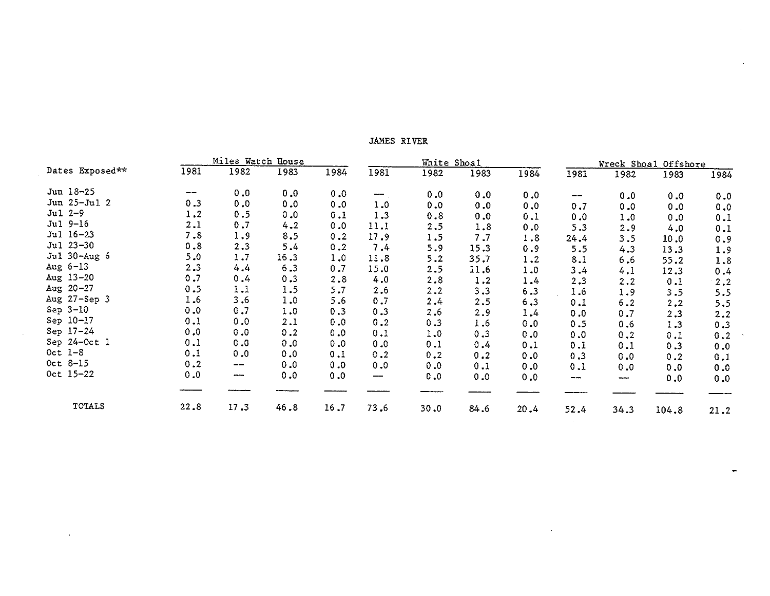JAMES RIVER

| Dates Exposed** | Miles Watch House | | | | White Shoal | | | | Wreck Shoal Offshore | | | |
|---|---|---|---|---|---|---|---|---|---|---|---|---|
| | 1981 | 1982 | 1983 | 1984 | 1981 | 1982 | 1983 | 1984 | 1981 | 1982 | 1983 | 1984 |
| Jun 18-25 | -- | 0.0 | 0.0 | 0.0 | -- | 0.0 | 0.0 | 0.0 | -- | 0.0 | 0.0 | 0.0 |
| Jun 25-Jul 2 | 0.3 | 0.0 | 0.0 | 0.0 | 1.0 | 0.0 | 0.0 | 0.0 | 0.7 | 0.0 | 0.0 | 0.0 |
| Jul 2-9 | 1.2 | 0.5 | 0.0 | 0.1 | 1.3 | 0.8 | 0.0 | 0.1 | 0.0 | 1.0 | 0.0 | 0.1 |
| Jul 9-16 | 2.1 | 0.7 | 4.2 | 0.0 | 11.1 | 2.5 | 1.8 | 0.0 | 5.3 | 2.9 | 4.0 | 0.1 |
| Jul 16-23 | 7.8 | 1.9 | 8.5 | 0.2 | 17.9 | 1.5 | 7.7 | 1.8 | 24.4 | 3.5 | 10.0 | 0.9 |
| Jul 23-30 | 0.8 | 2.3 | 5.4 | 0.2 | 7.4 | 5.9 | 15.3 | 0.9 | 5.5 | 4.3 | 13.3 | 1.9 |
| Jul 30-Aug 6 | 5.0 | 1.7 | 16.3 | 1.0 | 11.8 | 5.2 | 35.7 | 1.2 | 8.1 | 6.6 | 55.2 | 1.8 |
| Aug 6-13 | 2.3 | 4.4 | 6.3 | 0.7 | 15.0 | 2.5 | 11.6 | 1.0 | 3.4 | 4.1 | 12.3 | 0.4 |
| Aug 13-20 | 0.7 | 0.4 | 0.3 | 2.8 | 4.0 | 2.8 | 1.2 | 1.4 | 2.3 | 2.2 | 0.1 | 2.2 |
| Aug 20-27 | 0.5 | 1.1 | 1.5 | 5.7 | 2.6 | 2.2 | 3.3 | 6.3 | 1.6 | 1.9 | 3.5 | 5.5 |
| Aug 27-Sep 3 | 1.6 | 3.6 | 1.0 | 5.6 | 0.7 | 2.4 | 2.5 | 6.3 | 0.1 | 6.2 | 2.2 | 5.5 |
| Sep 3-10 | 0.0 | 0.7 | 1.0 | 0.3 | 0.3 | 2.6 | 2.9 | 1.4 | 0.0 | 0.7 | 2.3 | 2.2 |
| Sep 10-17 | 0.1 | 0.0 | 2.1 | 0.0 | 0.2 | 0.3 | 1.6 | 0.0 | 0.5 | 0.6 | 1.3 | 0.3 |
| Sep 17-24 | 0.0 | 0.0 | 0.2 | 0.0 | 0.1 | 1.0 | 0.3 | 0.0 | 0.0 | 0.2 | 0.1 | 0.2 |
| Sep 24-Oct 1 | 0.1 | 0.0 | 0.0 | 0.0 | 0.0 | 0.1 | 0.4 | 0.1 | 0.1 | 0.1 | 0.3 | 0.0 |
| Oct 1-8 | 0.1 | 0.0 | 0.0 | 0.1 | 0.2 | 0.2 | 0.2 | 0.0 | 0.3 | 0.0 | 0.2 | 0.1 |
| Oct 8-15 | 0.2 | -- | 0.0 | 0.0 | 0.0 | 0.0 | 0.1 | 0.0 | 0.1 | 0.0 | 0.0 | 0.0 |
| Oct 15-22 | 0.0 | -- | 0.0 | 0.0 | -- | 0.0 | 0.0 | 0.0 | -- | -- | 0.0 | 0.0 |
| TOTALS | 22.8 | 17.3 | 46.8 | 16.7 | 73.6 | 30.0 | 84.6 | 20.4 | 52.4 | 34.3 | 104.8 | 21.2 |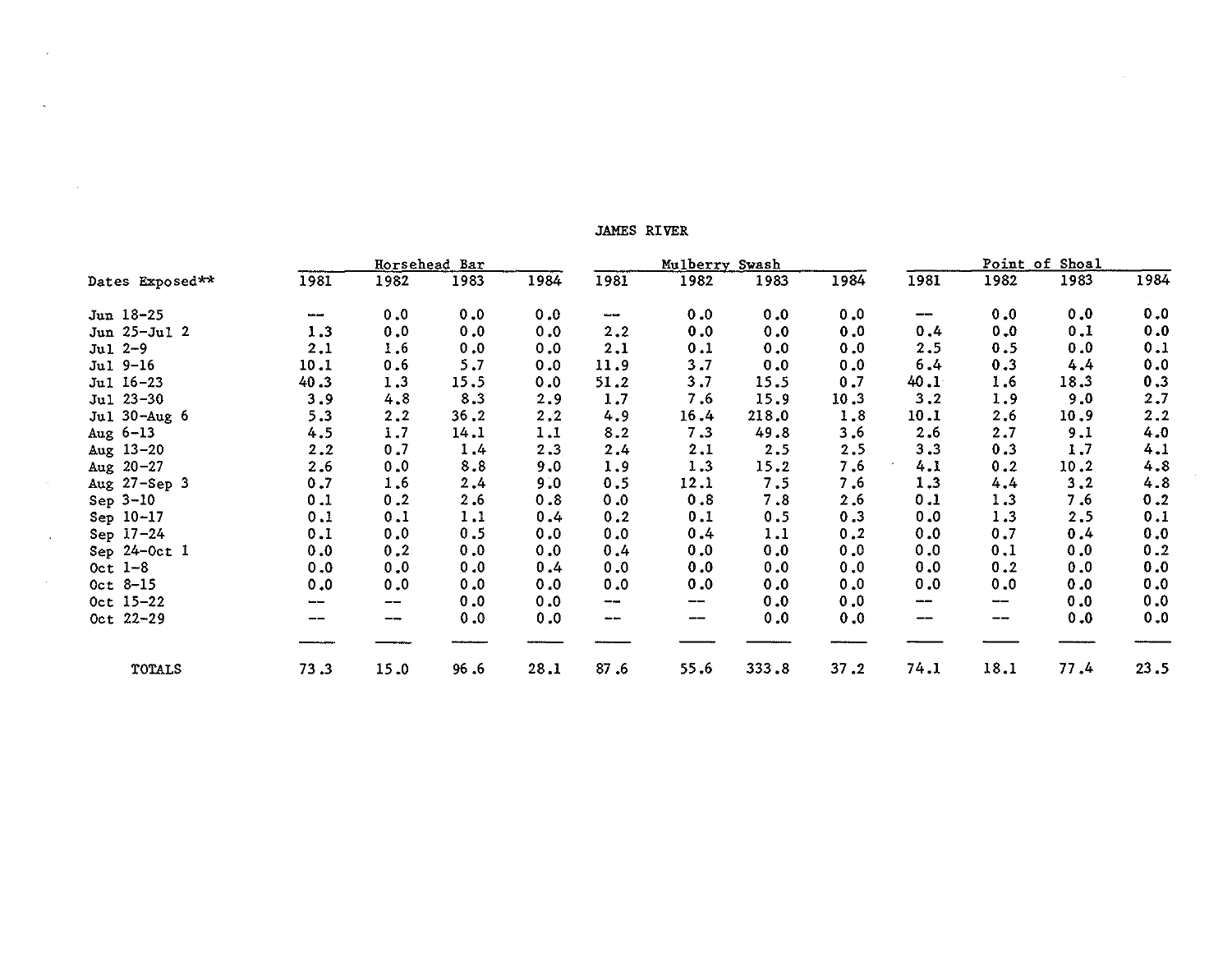# JAMES RIVER

| Dates Exposed** | Horsehead Bar | | | | Mulberry Swash | | | | Point of Shoal | | | |
|---|---|---|---|---|---|---|---|---|---|---|---|---|
| | 1981 | 1982 | 1983 | 1984 | 1981 | 1982 | 1983 | 1984 | 1981 | 1982 | 1983 | 1984 |
| Jun 18–25 | — | 0.0 | 0.0 | 0.0 | — | 0.0 | 0.0 | 0.0 | — | 0.0 | 0.0 | 0.0 |
| Jun 25–Jul 2 | 1.3 | 0.0 | 0.0 | 0.0 | 2.2 | 0.0 | 0.0 | 0.0 | 0.4 | 0.0 | 0.1 | 0.0 |
| Jul 2–9 | 2.1 | 1.6 | 0.0 | 0.0 | 2.1 | 0.1 | 0.0 | 0.0 | 2.5 | 0.5 | 0.0 | 0.1 |
| Jul 9–16 | 10.1 | 0.6 | 5.7 | 0.0 | 11.9 | 3.7 | 0.0 | 0.0 | 6.4 | 0.3 | 4.4 | 0.0 |
| Jul 16–23 | 40.3 | 1.3 | 15.5 | 0.0 | 51.2 | 3.7 | 15.5 | 0.7 | 40.1 | 1.6 | 18.3 | 0.3 |
| Jul 23–30 | 3.9 | 4.8 | 8.3 | 2.9 | 1.7 | 7.6 | 15.9 | 10.3 | 3.2 | 1.9 | 9.0 | 2.7 |
| Jul 30–Aug 6 | 5.3 | 2.2 | 36.2 | 2.2 | 4.9 | 16.4 | 218.0 | 1.8 | 10.1 | 2.6 | 10.9 | 2.2 |
| Aug 6–13 | 4.5 | 1.7 | 14.1 | 1.1 | 8.2 | 7.3 | 49.8 | 3.6 | 2.6 | 2.7 | 9.1 | 4.0 |
| Aug 13–20 | 2.2 | 0.7 | 1.4 | 2.3 | 2.4 | 2.1 | 2.5 | 2.5 | 3.3 | 0.3 | 1.7 | 4.1 |
| Aug 20–27 | 2.6 | 0.0 | 8.8 | 9.0 | 1.9 | 1.3 | 15.2 | 7.6 | 4.1 | 0.2 | 10.2 | 4.8 |
| Aug 27–Sep 3 | 0.7 | 1.6 | 2.4 | 9.0 | 0.5 | 12.1 | 7.5 | 7.6 | 1.3 | 4.4 | 3.2 | 4.8 |
| Sep 3–10 | 0.1 | 0.2 | 2.6 | 0.8 | 0.0 | 0.8 | 7.8 | 2.6 | 0.1 | 1.3 | 7.6 | 0.2 |
| Sep 10–17 | 0.1 | 0.1 | 1.1 | 0.4 | 0.2 | 0.1 | 0.5 | 0.3 | 0.0 | 1.3 | 2.5 | 0.1 |
| Sep 17–24 | 0.1 | 0.0 | 0.5 | 0.0 | 0.0 | 0.4 | 1.1 | 0.2 | 0.0 | 0.7 | 0.4 | 0.0 |
| Sep 24–Oct 1 | 0.0 | 0.2 | 0.0 | 0.0 | 0.4 | 0.0 | 0.0 | 0.0 | 0.0 | 0.1 | 0.0 | 0.2 |
| Oct 1–8 | 0.0 | 0.0 | 0.0 | 0.4 | 0.0 | 0.0 | 0.0 | 0.0 | 0.0 | 0.2 | 0.0 | 0.0 |
| Oct 8–15 | 0.0 | 0.0 | 0.0 | 0.0 | 0.0 | 0.0 | 0.0 | 0.0 | 0.0 | 0.0 | 0.0 | 0.0 |
| Oct 15–22 | — | — | 0.0 | 0.0 | — | — | 0.0 | 0.0 | — | — | 0.0 | 0.0 |
| Oct 22–29 | — | — | 0.0 | 0.0 | — | — | 0.0 | 0.0 | — | — | 0.0 | 0.0 |
| TOTALS | 73.3 | 15.0 | 96.6 | 28.1 | 87.6 | 55.6 | 333.8 | 37.2 | 74.1 | 18.1 | 77.4 | 23.5 |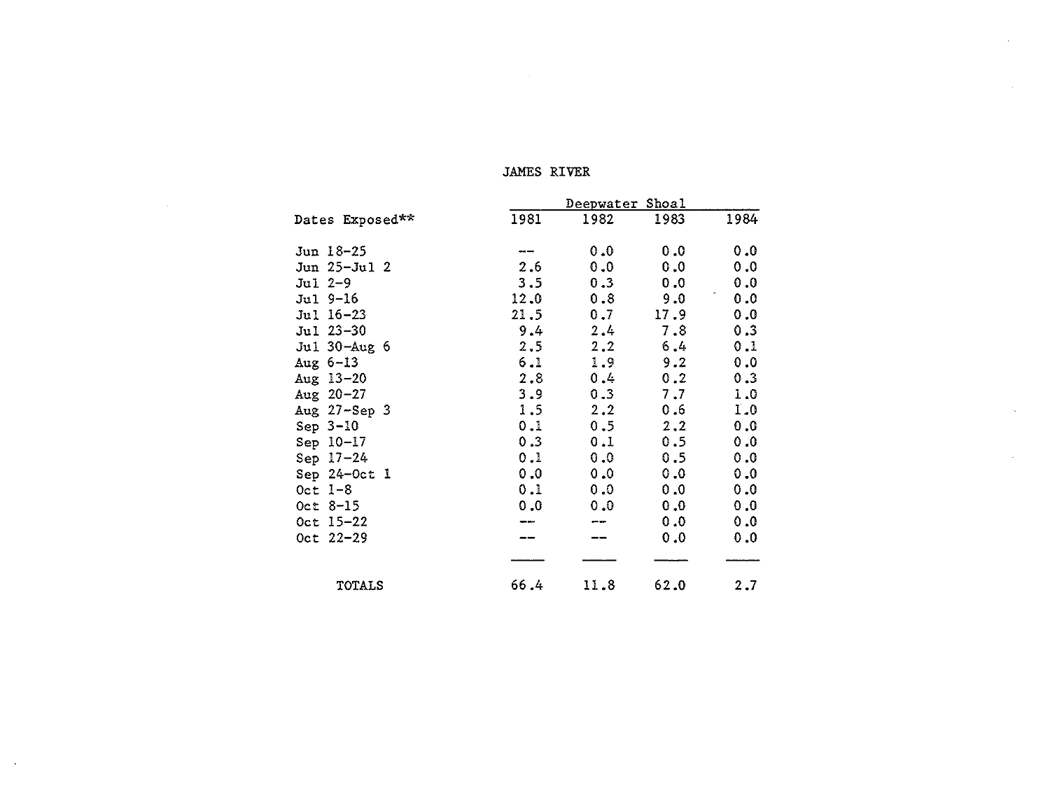# JAMES RIVER

| Dates Exposed** | Deepwater Shoal 1981 | 1982 | 1983 | 1984 |
|---|---|---|---|---|
| Jun 18-25 | -- | 0.0 | 0.0 | 0.0 |
| Jun 25-Jul 2 | 2.6 | 0.0 | 0.0 | 0.0 |
| Jul 2-9 | 3.5 | 0.3 | 0.0 | 0.0 |
| Jul 9-16 | 12.0 | 0.8 | 9.0 | 0.0 |
| Jul 16-23 | 21.5 | 0.7 | 17.9 | 0.0 |
| Jul 23-30 | 9.4 | 2.4 | 7.8 | 0.3 |
| Jul 30-Aug 6 | 2.5 | 2.2 | 6.4 | 0.1 |
| Aug 6-13 | 6.1 | 1.9 | 9.2 | 0.0 |
| Aug 13-20 | 2.8 | 0.4 | 0.2 | 0.3 |
| Aug 20-27 | 3.9 | 0.3 | 7.7 | 1.0 |
| Aug 27-Sep 3 | 1.5 | 2.2 | 0.6 | 1.0 |
| Sep 3-10 | 0.1 | 0.5 | 2.2 | 0.0 |
| Sep 10-17 | 0.3 | 0.1 | 0.5 | 0.0 |
| Sep 17-24 | 0.1 | 0.0 | 0.5 | 0.0 |
| Sep 24-Oct 1 | 0.0 | 0.0 | 0.0 | 0.0 |
| Oct 1-8 | 0.1 | 0.0 | 0.0 | 0.0 |
| Oct 8-15 | 0.0 | 0.0 | 0.0 | 0.0 |
| Oct 15-22 | -- | -- | 0.0 | 0.0 |
| Oct 22-29 | -- | -- | 0.0 | 0.0 |
| TOTALS | 66.4 | 11.8 | 62.0 | 2.7 |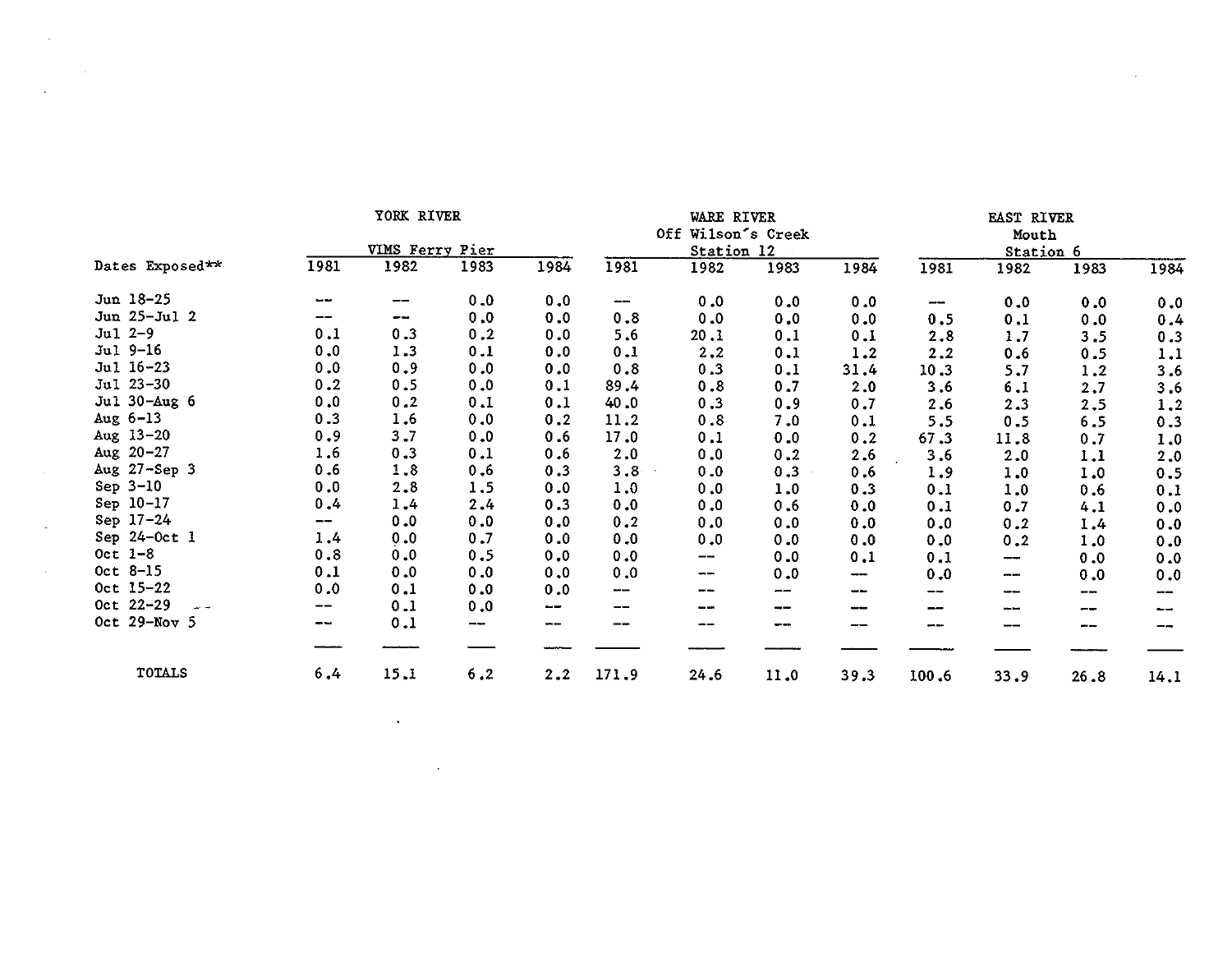| Dates Exposed** | YORK RIVER VIMS Ferry Pier 1981 | 1982 | 1983 | 1984 | WARE RIVER Off Wilson's Creek Station 12 1981 | 1982 | 1983 | 1984 | EAST RIVER Mouth Station 6 1981 | 1982 | 1983 | 1984 |
|---|---|---|---|---|---|---|---|---|---|---|---|---|
| Jun 18-25 | -- | -- | 0.0 | 0.0 | -- | 0.0 | 0.0 | 0.0 | -- | 0.0 | 0.0 | 0.0 |
| Jun 25-Jul 2 | -- | -- | 0.0 | 0.0 | 0.8 | 0.0 | 0.0 | 0.0 | 0.5 | 0.1 | 0.0 | 0.4 |
| Jul 2-9 | 0.1 | 0.3 | 0.2 | 0.0 | 5.6 | 20.1 | 0.1 | 0.1 | 2.8 | 1.7 | 3.5 | 0.3 |
| Jul 9-16 | 0.0 | 1.3 | 0.1 | 0.0 | 0.1 | 2.2 | 0.1 | 1.2 | 2.2 | 0.6 | 0.5 | 1.1 |
| Jul 16-23 | 0.0 | 0.9 | 0.0 | 0.0 | 0.8 | 0.3 | 0.1 | 31.4 | 10.3 | 5.7 | 1.2 | 3.6 |
| Jul 23-30 | 0.2 | 0.5 | 0.0 | 0.1 | 89.4 | 0.8 | 0.7 | 2.0 | 3.6 | 6.1 | 2.7 | 3.6 |
| Jul 30-Aug 6 | 0.0 | 0.2 | 0.1 | 0.1 | 40.0 | 0.3 | 0.9 | 0.7 | 2.6 | 2.3 | 2.5 | 1.2 |
| Aug 6-13 | 0.3 | 1.6 | 0.0 | 0.2 | 11.2 | 0.8 | 7.0 | 0.1 | 5.5 | 0.5 | 6.5 | 0.3 |
| Aug 13-20 | 0.9 | 3.7 | 0.0 | 0.6 | 17.0 | 0.1 | 0.0 | 0.2 | 67.3 | 11.8 | 0.7 | 1.0 |
| Aug 20-27 | 1.6 | 0.3 | 0.1 | 0.6 | 2.0 | 0.0 | 0.2 | 2.6 | 3.6 | 2.0 | 1.1 | 2.0 |
| Aug 27-Sep 3 | 0.6 | 1.8 | 0.6 | 0.3 | 3.8 | 0.0 | 0.3 | 0.6 | 1.9 | 1.0 | 1.0 | 0.5 |
| Sep 3-10 | 0.0 | 2.8 | 1.5 | 0.0 | 1.0 | 0.0 | 1.0 | 0.3 | 0.1 | 1.0 | 0.6 | 0.1 |
| Sep 10-17 | 0.4 | 1.4 | 2.4 | 0.3 | 0.0 | 0.0 | 0.6 | 0.0 | 0.1 | 0.7 | 4.1 | 0.0 |
| Sep 17-24 | -- | 0.0 | 0.0 | 0.0 | 0.2 | 0.0 | 0.0 | 0.0 | 0.0 | 0.2 | 1.4 | 0.0 |
| Sep 24-Oct 1 | 1.4 | 0.0 | 0.7 | 0.0 | 0.0 | 0.0 | 0.0 | 0.0 | 0.0 | 0.2 | 1.0 | 0.0 |
| Oct 1-8 | 0.8 | 0.0 | 0.5 | 0.0 | 0.0 | -- | 0.0 | 0.1 | 0.1 | -- | 0.0 | 0.0 |
| Oct 8-15 | 0.1 | 0.0 | 0.0 | 0.0 | 0.0 | -- | 0.0 | -- | 0.0 | -- | 0.0 | 0.0 |
| Oct 15-22 | 0.0 | 0.1 | 0.0 | 0.0 | -- | -- | -- | -- | -- | -- | -- | -- |
| Oct 22-29 | -- | 0.1 | 0.0 | -- | -- | -- | -- | -- | -- | -- | -- | -- |
| Oct 29-Nov 5 | -- | 0.1 | -- | -- | -- | -- | -- | -- | -- | -- | -- | -- |
| TOTALS | 6.4 | 15.1 | 6.2 | 2.2 | 171.9 | 24.6 | 11.0 | 39.3 | 100.6 | 33.9 | 26.8 | 14.1 |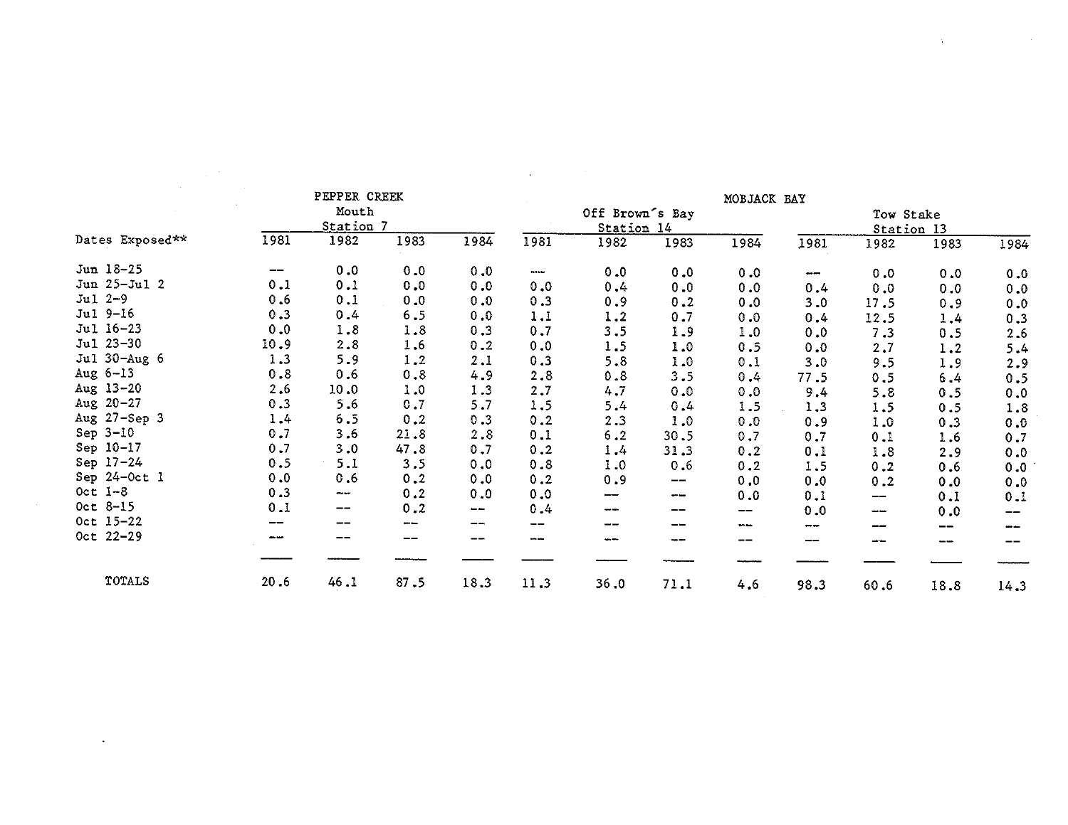| Dates Exposed** | PEPPER CREEK Mouth Station 7 | | | | MOBJACK BAY Off Brown's Bay Station 14 | | | | MOBJACK BAY Tow Stake Station 13 | | | |
|---|---|---|---|---|---|---|---|---|---|---|---|---|
| | 1981 | 1982 | 1983 | 1984 | 1981 | 1982 | 1983 | 1984 | 1981 | 1982 | 1983 | 1984 |
| Jun 18-25 | -- | 0.0 | 0.0 | 0.0 | -- | 0.0 | 0.0 | 0.0 | -- | 0.0 | 0.0 | 0.0 |
| Jun 25-Jul 2 | 0.1 | 0.1 | 0.0 | 0.0 | 0.0 | 0.4 | 0.0 | 0.0 | 0.4 | 0.0 | 0.0 | 0.0 |
| Jul 2-9 | 0.6 | 0.1 | 0.0 | 0.0 | 0.3 | 0.9 | 0.2 | 0.0 | 3.0 | 17.5 | 0.9 | 0.0 |
| Jul 9-16 | 0.3 | 0.4 | 6.5 | 0.0 | 1.1 | 1.2 | 0.7 | 0.0 | 0.4 | 12.5 | 1.4 | 0.3 |
| Jul 16-23 | 0.0 | 1.8 | 1.8 | 0.3 | 0.7 | 3.5 | 1.9 | 1.0 | 0.0 | 7.3 | 0.5 | 2.6 |
| Jul 23-30 | 10.9 | 2.8 | 1.6 | 0.2 | 0.0 | 1.5 | 1.0 | 0.5 | 0.0 | 2.7 | 1.2 | 5.4 |
| Jul 30-Aug 6 | 1.3 | 5.9 | 1.2 | 2.1 | 0.3 | 5.8 | 1.0 | 0.1 | 3.0 | 9.5 | 1.9 | 2.9 |
| Aug 6-13 | 0.8 | 0.6 | 0.8 | 4.9 | 2.8 | 0.8 | 3.5 | 0.4 | 77.5 | 0.5 | 6.4 | 0.5 |
| Aug 13-20 | 2.6 | 10.0 | 1.0 | 1.3 | 2.7 | 4.7 | 0.0 | 0.0 | 9.4 | 5.8 | 0.5 | 0.0 |
| Aug 20-27 | 0.3 | 5.6 | 0.7 | 5.7 | 1.5 | 5.4 | 0.4 | 1.5 | 1.3 | 1.5 | 0.5 | 1.8 |
| Aug 27-Sep 3 | 1.4 | 6.5 | 0.2 | 0.3 | 0.2 | 2.3 | 1.0 | 0.0 | 0.9 | 1.0 | 0.3 | 0.0 |
| Sep 3-10 | 0.7 | 3.6 | 21.8 | 2.8 | 0.1 | 6.2 | 30.5 | 0.7 | 0.7 | 0.1 | 1.6 | 0.7 |
| Sep 10-17 | 0.7 | 3.0 | 47.8 | 0.7 | 0.2 | 1.4 | 31.3 | 0.2 | 0.1 | 1.8 | 2.9 | 0.0 |
| Sep 17-24 | 0.5 | 5.1 | 3.5 | 0.0 | 0.8 | 1.0 | 0.6 | 0.2 | 1.5 | 0.2 | 0.6 | 0.0 |
| Sep 24-Oct 1 | 0.0 | 0.6 | 0.2 | 0.0 | 0.2 | 0.9 | -- | 0.0 | 0.0 | 0.2 | 0.0 | 0.0 |
| Oct 1-8 | 0.3 | -- | 0.2 | 0.0 | 0.0 | -- | -- | 0.0 | 0.1 | -- | 0.1 | 0.1 |
| Oct 8-15 | 0.1 | -- | 0.2 | -- | 0.4 | -- | -- | -- | 0.0 | -- | 0.0 | -- |
| Oct 15-22 | -- | -- | -- | -- | -- | -- | -- | -- | -- | -- | -- | -- |
| Oct 22-29 | -- | -- | -- | -- | -- | -- | -- | -- | -- | -- | -- | -- |
| TOTALS | 20.6 | 46.1 | 87.5 | 18.3 | 11.3 | 36.0 | 71.1 | 4.6 | 98.3 | 60.6 | 18.8 | 14.3 |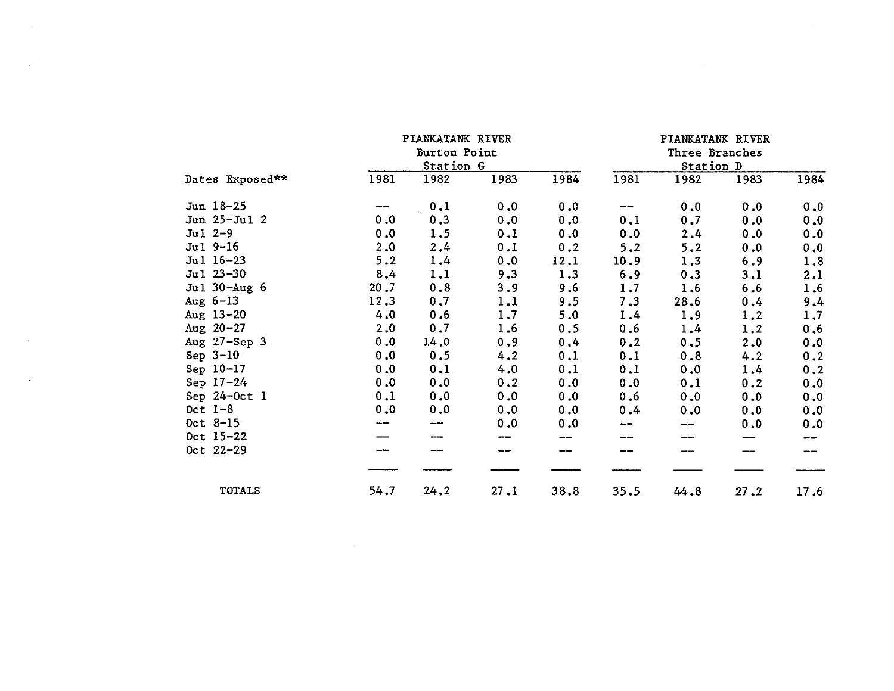| Dates Exposed** | PIANKATANK RIVER Burton Point Station G | | | | PIANKATANK RIVER Three Branches Station D | | | |
|---|---|---|---|---|---|---|---|---|
| | 1981 | 1982 | 1983 | 1984 | 1981 | 1982 | 1983 | 1984 |
| Jun 18-25 | -- | 0.1 | 0.0 | 0.0 | -- | 0.0 | 0.0 | 0.0 |
| Jun 25-Jul 2 | 0.0 | 0.3 | 0.0 | 0.0 | 0.1 | 0.7 | 0.0 | 0.0 |
| Jul 2-9 | 0.0 | 1.5 | 0.1 | 0.0 | 0.0 | 2.4 | 0.0 | 0.0 |
| Jul 9-16 | 2.0 | 2.4 | 0.1 | 0.2 | 5.2 | 5.2 | 0.0 | 0.0 |
| Jul 16-23 | 5.2 | 1.4 | 0.0 | 12.1 | 10.9 | 1.3 | 6.9 | 1.8 |
| Jul 23-30 | 8.4 | 1.1 | 9.3 | 1.3 | 6.9 | 0.3 | 3.1 | 2.1 |
| Jul 30-Aug 6 | 20.7 | 0.8 | 3.9 | 9.6 | 1.7 | 1.6 | 6.6 | 1.6 |
| Aug 6-13 | 12.3 | 0.7 | 1.1 | 9.5 | 7.3 | 28.6 | 0.4 | 9.4 |
| Aug 13-20 | 4.0 | 0.6 | 1.7 | 5.0 | 1.4 | 1.9 | 1.2 | 1.7 |
| Aug 20-27 | 2.0 | 0.7 | 1.6 | 0.5 | 0.6 | 1.4 | 1.2 | 0.6 |
| Aug 27-Sep 3 | 0.0 | 14.0 | 0.9 | 0.4 | 0.2 | 0.5 | 2.0 | 0.0 |
| Sep 3-10 | 0.0 | 0.5 | 4.2 | 0.1 | 0.1 | 0.8 | 4.2 | 0.2 |
| Sep 10-17 | 0.0 | 0.1 | 4.0 | 0.1 | 0.1 | 0.0 | 1.4 | 0.2 |
| Sep 17-24 | 0.0 | 0.0 | 0.2 | 0.0 | 0.0 | 0.1 | 0.2 | 0.0 |
| Sep 24-Oct 1 | 0.1 | 0.0 | 0.0 | 0.0 | 0.6 | 0.0 | 0.0 | 0.0 |
| Oct 1-8 | 0.0 | 0.0 | 0.0 | 0.0 | 0.4 | 0.0 | 0.0 | 0.0 |
| Oct 8-15 | -- | -- | 0.0 | 0.0 | -- | -- | 0.0 | 0.0 |
| Oct 15-22 | -- | -- | -- | -- | -- | -- | -- | -- |
| Oct 22-29 | -- | -- | -- | -- | -- | -- | -- | -- |
| TOTALS | 54.7 | 24.2 | 27.1 | 38.8 | 35.5 | 44.8 | 27.2 | 17.6 |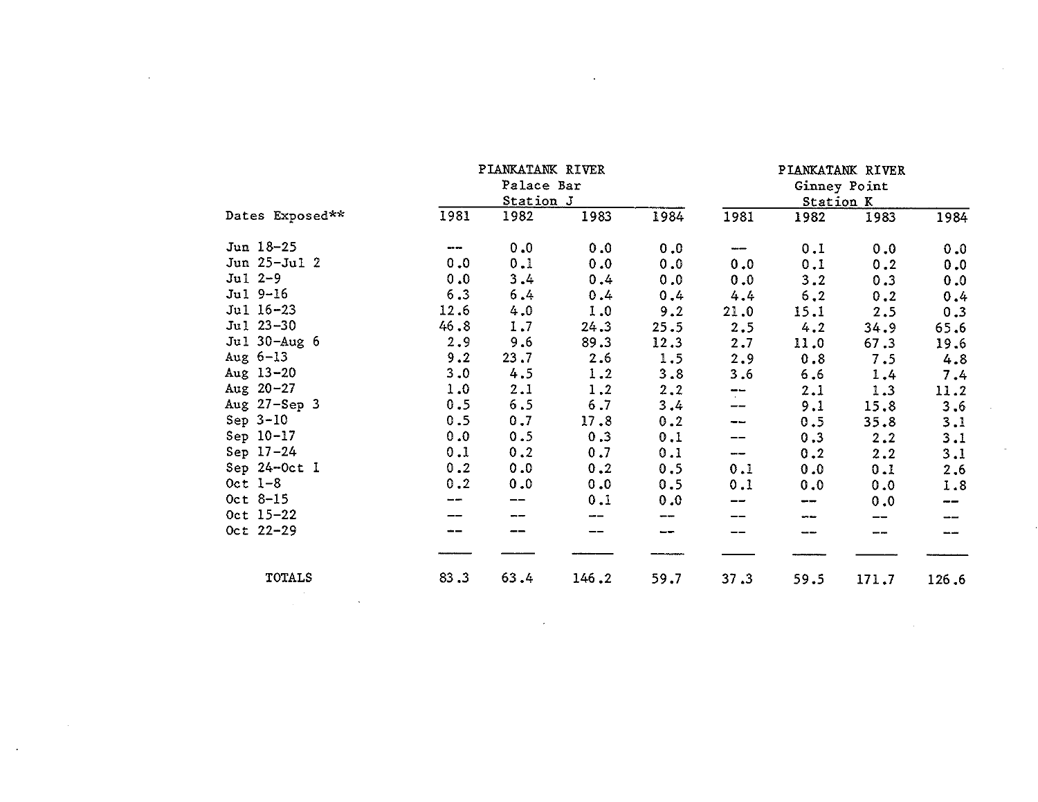| Dates Exposed** | PIANKATANK RIVER Palace Bar Station J | | | | PIANKATANK RIVER Ginney Point Station K | | | |
|---|---|---|---|---|---|---|---|---|
| | 1981 | 1982 | 1983 | 1984 | 1981 | 1982 | 1983 | 1984 |
| Jun 18-25 | --- | 0.0 | 0.0 | 0.0 | --- | 0.1 | 0.0 | 0.0 |
| Jun 25-Jul 2 | 0.0 | 0.1 | 0.0 | 0.0 | 0.0 | 0.1 | 0.2 | 0.0 |
| Jul 2-9 | 0.0 | 3.4 | 0.4 | 0.0 | 0.0 | 3.2 | 0.3 | 0.0 |
| Jul 9-16 | 6.3 | 6.4 | 0.4 | 0.4 | 4.4 | 6.2 | 0.2 | 0.4 |
| Jul 16-23 | 12.6 | 4.0 | 1.0 | 9.2 | 21.0 | 15.1 | 2.5 | 0.3 |
| Jul 23-30 | 46.8 | 1.7 | 24.3 | 25.5 | 2.5 | 4.2 | 34.9 | 65.6 |
| Jul 30-Aug 6 | 2.9 | 9.6 | 89.3 | 12.3 | 2.7 | 11.0 | 67.3 | 19.6 |
| Aug 6-13 | 9.2 | 23.7 | 2.6 | 1.5 | 2.9 | 0.8 | 7.5 | 4.8 |
| Aug 13-20 | 3.0 | 4.5 | 1.2 | 3.8 | 3.6 | 6.6 | 1.4 | 7.4 |
| Aug 20-27 | 1.0 | 2.1 | 1.2 | 2.2 | -- | 2.1 | 1.3 | 11.2 |
| Aug 27-Sep 3 | 0.5 | 6.5 | 6.7 | 3.4 | -- | 9.1 | 15.8 | 3.6 |
| Sep 3-10 | 0.5 | 0.7 | 17.8 | 0.2 | -- | 0.5 | 35.8 | 3.1 |
| Sep 10-17 | 0.0 | 0.5 | 0.3 | 0.1 | -- | 0.3 | 2.2 | 3.1 |
| Sep 17-24 | 0.1 | 0.2 | 0.7 | 0.1 | -- | 0.2 | 2.2 | 3.1 |
| Sep 24-Oct 1 | 0.2 | 0.0 | 0.2 | 0.5 | 0.1 | 0.0 | 0.1 | 2.6 |
| Oct 1-8 | 0.2 | 0.0 | 0.0 | 0.5 | 0.1 | 0.0 | 0.0 | 1.8 |
| Oct 8-15 | -- | -- | 0.1 | 0.0 | -- | -- | 0.0 | -- |
| Oct 15-22 | -- | -- | -- | -- | -- | -- | -- | -- |
| Oct 22-29 | -- | -- | -- | -- | -- | -- | -- | -- |
| TOTALS | 83.3 | 63.4 | 146.2 | 59.7 | 37.3 | 59.5 | 171.7 | 126.6 |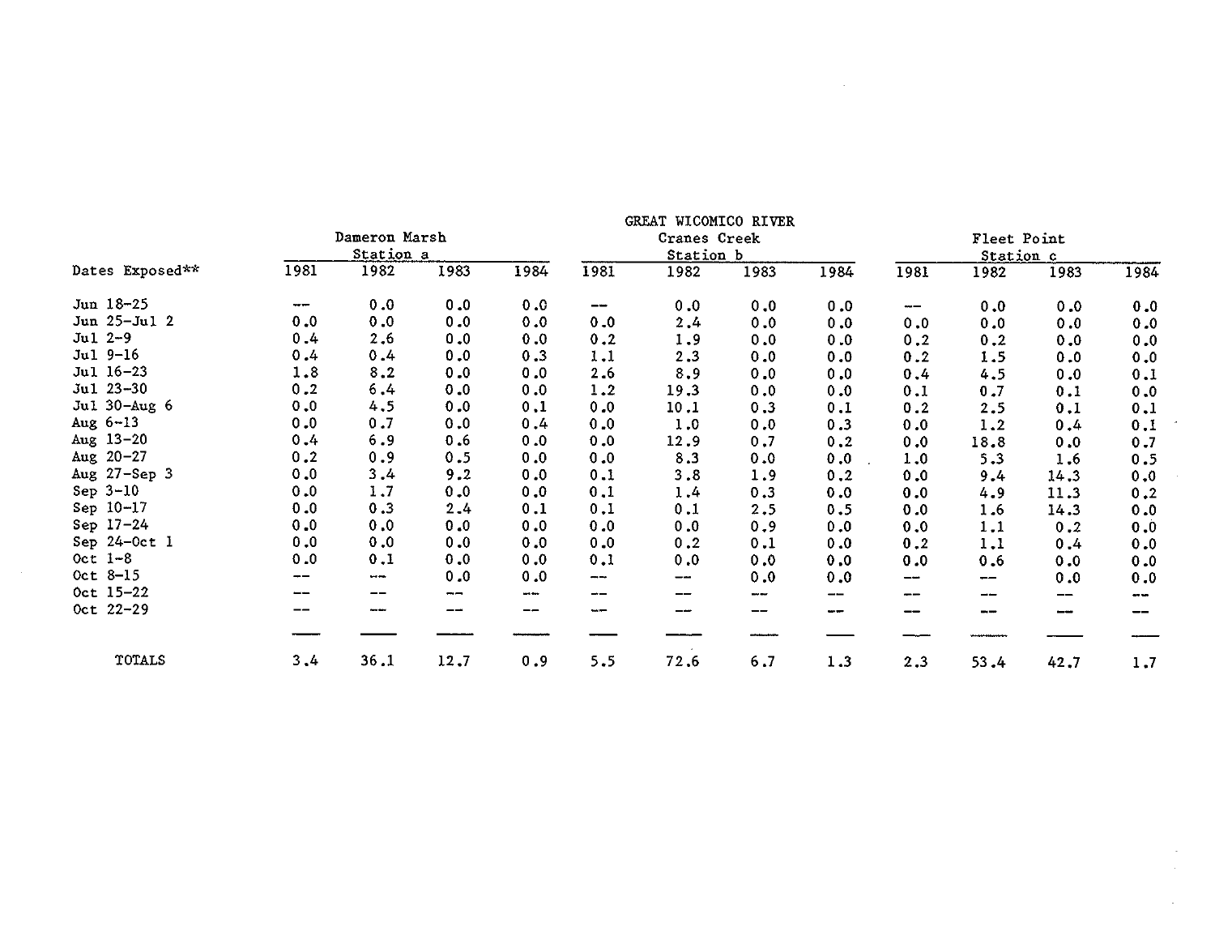| | GREAT WICOMICO RIVER | | | | | | | | | | | |
|---|---|---|---|---|---|---|---|---|---|---|---|---|
| | Dameron Marsh Station a | | | | Cranes Creek Station b | | | | Fleet Point Station c | | | |
| Dates Exposed** | 1981 | 1982 | 1983 | 1984 | 1981 | 1982 | 1983 | 1984 | 1981 | 1982 | 1983 | 1984 |
| Jun 18-25 | -- | 0.0 | 0.0 | 0.0 | -- | 0.0 | 0.0 | 0.0 | -- | 0.0 | 0.0 | 0.0 |
| Jun 25-Jul 2 | 0.0 | 0.0 | 0.0 | 0.0 | 0.0 | 2.4 | 0.0 | 0.0 | 0.0 | 0.0 | 0.0 | 0.0 |
| Jul 2-9 | 0.4 | 2.6 | 0.0 | 0.0 | 0.2 | 1.9 | 0.0 | 0.0 | 0.2 | 0.2 | 0.0 | 0.0 |
| Jul 9-16 | 0.4 | 0.4 | 0.0 | 0.3 | 1.1 | 2.3 | 0.0 | 0.0 | 0.2 | 1.5 | 0.0 | 0.0 |
| Jul 16-23 | 1.8 | 8.2 | 0.0 | 0.0 | 2.6 | 8.9 | 0.0 | 0.0 | 0.4 | 4.5 | 0.0 | 0.1 |
| Jul 23-30 | 0.2 | 6.4 | 0.0 | 0.0 | 1.2 | 19.3 | 0.0 | 0.0 | 0.1 | 0.7 | 0.1 | 0.0 |
| Jul 30-Aug 6 | 0.0 | 4.5 | 0.0 | 0.1 | 0.0 | 10.1 | 0.3 | 0.1 | 0.2 | 2.5 | 0.1 | 0.1 |
| Aug 6-13 | 0.0 | 0.7 | 0.0 | 0.4 | 0.0 | 1.0 | 0.0 | 0.3 | 0.0 | 1.2 | 0.4 | 0.1 |
| Aug 13-20 | 0.4 | 6.9 | 0.6 | 0.0 | 0.0 | 12.9 | 0.7 | 0.2 | 0.0 | 18.8 | 0.0 | 0.7 |
| Aug 20-27 | 0.2 | 0.9 | 0.5 | 0.0 | 0.0 | 8.3 | 0.0 | 0.0 | 1.0 | 5.3 | 1.6 | 0.5 |
| Aug 27-Sep 3 | 0.0 | 3.4 | 9.2 | 0.0 | 0.1 | 3.8 | 1.9 | 0.2 | 0.0 | 9.4 | 14.3 | 0.0 |
| Sep 3-10 | 0.0 | 1.7 | 0.0 | 0.0 | 0.1 | 1.4 | 0.3 | 0.0 | 0.0 | 4.9 | 11.3 | 0.2 |
| Sep 10-17 | 0.0 | 0.3 | 2.4 | 0.1 | 0.1 | 0.1 | 2.5 | 0.5 | 0.0 | 1.6 | 14.3 | 0.0 |
| Sep 17-24 | 0.0 | 0.0 | 0.0 | 0.0 | 0.0 | 0.0 | 0.9 | 0.0 | 0.0 | 1.1 | 0.2 | 0.0 |
| Sep 24-Oct 1 | 0.0 | 0.0 | 0.0 | 0.0 | 0.0 | 0.2 | 0.1 | 0.0 | 0.2 | 1.1 | 0.4 | 0.0 |
| Oct 1-8 | 0.0 | 0.1 | 0.0 | 0.0 | 0.1 | 0.0 | 0.0 | 0.0 | 0.0 | 0.6 | 0.0 | 0.0 |
| Oct 8-15 | -- | -- | 0.0 | 0.0 | -- | -- | 0.0 | 0.0 | -- | -- | 0.0 | 0.0 |
| Oct 15-22 | -- | -- | -- | -- | -- | -- | -- | -- | -- | -- | -- | -- |
| Oct 22-29 | -- | -- | -- | -- | -- | -- | -- | -- | -- | -- | -- | -- |
| TOTALS | 3.4 | 36.1 | 12.7 | 0.9 | 5.5 | 72.6 | 6.7 | 1.3 | 2.3 | 53.4 | 42.7 | 1.7 |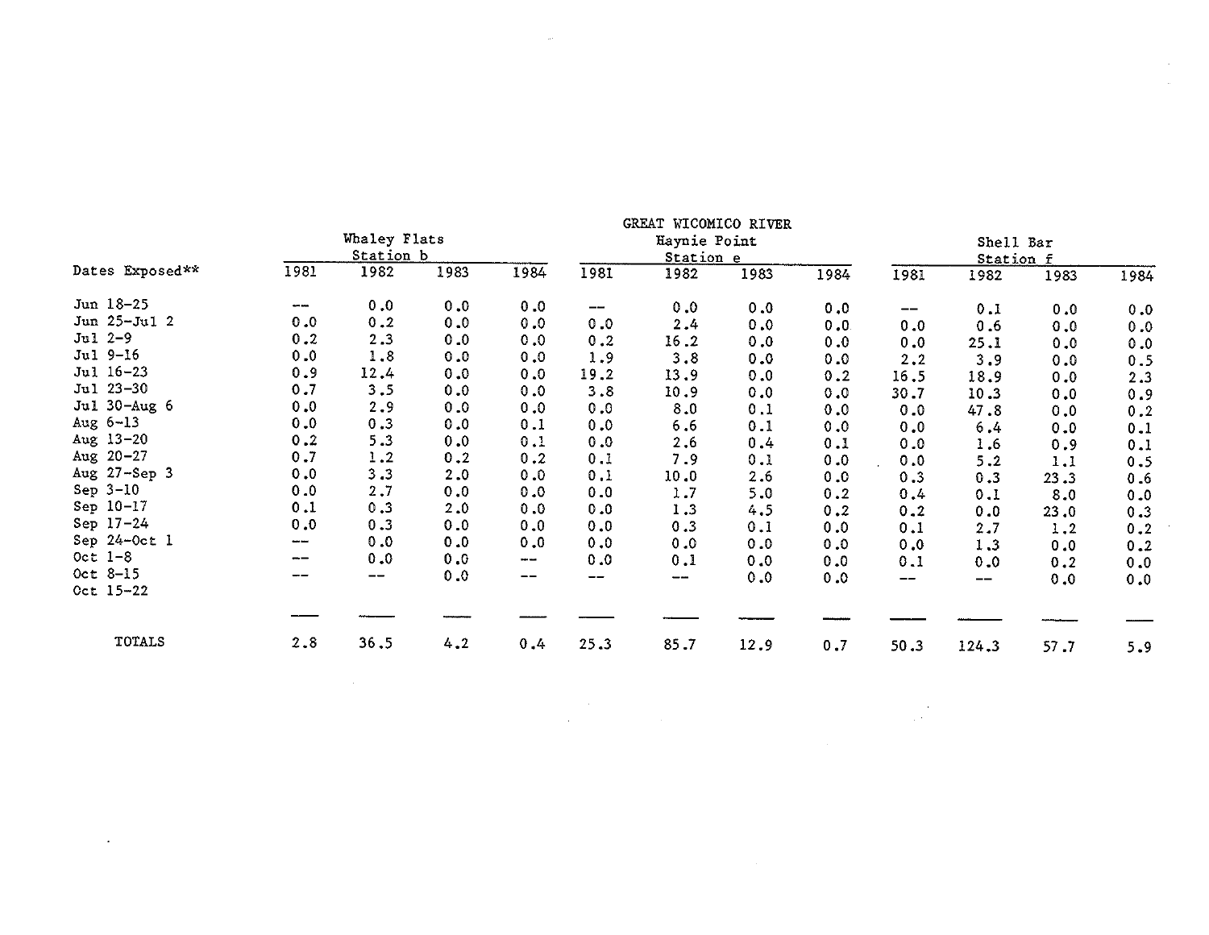| Dates Exposed** | Whaley Flats Station b | | | | GREAT WICOMICO RIVER Haynie Point Station e | | | | Shell Bar Station f | | | |
|---|---|---|---|---|---|---|---|---|---|---|---|---|
| | 1981 | 1982 | 1983 | 1984 | 1981 | 1982 | 1983 | 1984 | 1981 | 1982 | 1983 | 1984 |
| Jun 18-25 | -- | 0.0 | 0.0 | 0.0 | -- | 0.0 | 0.0 | 0.0 | -- | 0.1 | 0.0 | 0.0 |
| Jun 25-Jul 2 | 0.0 | 0.2 | 0.0 | 0.0 | 0.0 | 2.4 | 0.0 | 0.0 | 0.0 | 0.6 | 0.0 | 0.0 |
| Jul 2-9 | 0.2 | 2.3 | 0.0 | 0.0 | 0.2 | 16.2 | 0.0 | 0.0 | 0.0 | 25.1 | 0.0 | 0.0 |
| Jul 9-16 | 0.0 | 1.8 | 0.0 | 0.0 | 1.9 | 3.8 | 0.0 | 0.0 | 2.2 | 3.9 | 0.0 | 0.5 |
| Jul 16-23 | 0.9 | 12.4 | 0.0 | 0.0 | 19.2 | 13.9 | 0.0 | 0.2 | 16.5 | 18.9 | 0.0 | 2.3 |
| Jul 23-30 | 0.7 | 3.5 | 0.0 | 0.0 | 3.8 | 10.9 | 0.0 | 0.0 | 30.7 | 10.3 | 0.0 | 0.9 |
| Jul 30-Aug 6 | 0.0 | 2.9 | 0.0 | 0.0 | 0.0 | 8.0 | 0.1 | 0.0 | 0.0 | 47.8 | 0.0 | 0.2 |
| Aug 6-13 | 0.0 | 0.3 | 0.0 | 0.1 | 0.0 | 6.6 | 0.1 | 0.0 | 0.0 | 6.4 | 0.0 | 0.1 |
| Aug 13-20 | 0.2 | 5.3 | 0.0 | 0.1 | 0.0 | 2.6 | 0.4 | 0.1 | 0.0 | 1.6 | 0.9 | 0.1 |
| Aug 20-27 | 0.7 | 1.2 | 0.2 | 0.2 | 0.1 | 7.9 | 0.1 | 0.0 | 0.0 | 5.2 | 1.1 | 0.5 |
| Aug 27-Sep 3 | 0.0 | 3.3 | 2.0 | 0.0 | 0.1 | 10.0 | 2.6 | 0.0 | 0.3 | 0.3 | 23.3 | 0.6 |
| Sep 3-10 | 0.0 | 2.7 | 0.0 | 0.0 | 0.0 | 1.7 | 5.0 | 0.2 | 0.4 | 0.1 | 8.0 | 0.0 |
| Sep 10-17 | 0.1 | 0.3 | 2.0 | 0.0 | 0.0 | 1.3 | 4.5 | 0.2 | 0.2 | 0.0 | 23.0 | 0.3 |
| Sep 17-24 | 0.0 | 0.3 | 0.0 | 0.0 | 0.0 | 0.3 | 0.1 | 0.0 | 0.1 | 2.7 | 1.2 | 0.2 |
| Sep 24-Oct 1 | -- | 0.0 | 0.0 | 0.0 | 0.0 | 0.0 | 0.0 | 0.0 | 0.0 | 1.3 | 0.0 | 0.2 |
| Oct 1-8 | -- | 0.0 | 0.0 | -- | 0.0 | 0.1 | 0.0 | 0.0 | 0.1 | 0.0 | 0.2 | 0.0 |
| Oct 8-15 | -- | -- | 0.0 | -- | -- | -- | 0.0 | 0.0 | -- | -- | 0.0 | 0.0 |
| Oct 15-22 | | | | | | | | | | | | |
| TOTALS | 2.8 | 36.5 | 4.2 | 0.4 | 25.3 | 85.7 | 12.9 | 0.7 | 50.3 | 124.3 | 57.7 | 5.9 |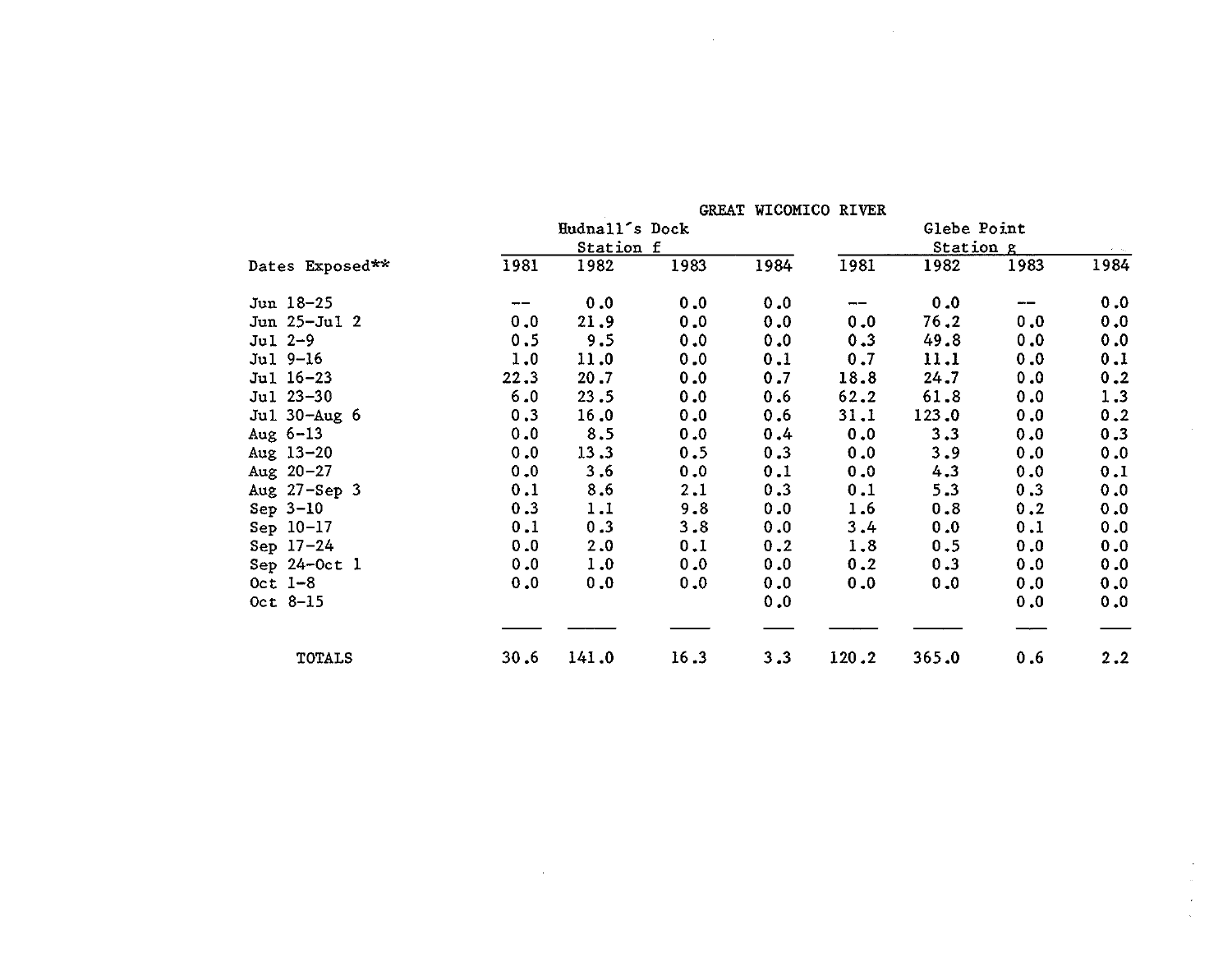| | GREAT WICOMICO RIVER | | | | | | | |
|---|---|---|---|---|---|---|---|---|
| | Hudnall's Dock Station f | | | | Glebe Point Station g | | | |
| Dates Exposed** | 1981 | 1982 | 1983 | 1984 | 1981 | 1982 | 1983 | 1984 |
| Jun 18-25 | -- | 0.0 | 0.0 | 0.0 | -- | 0.0 | -- | 0.0 |
| Jun 25-Jul 2 | 0.0 | 21.9 | 0.0 | 0.0 | 0.0 | 76.2 | 0.0 | 0.0 |
| Jul 2-9 | 0.5 | 9.5 | 0.0 | 0.0 | 0.3 | 49.8 | 0.0 | 0.0 |
| Jul 9-16 | 1.0 | 11.0 | 0.0 | 0.1 | 0.7 | 11.1 | 0.0 | 0.1 |
| Jul 16-23 | 22.3 | 20.7 | 0.0 | 0.7 | 18.8 | 24.7 | 0.0 | 0.2 |
| Jul 23-30 | 6.0 | 23.5 | 0.0 | 0.6 | 62.2 | 61.8 | 0.0 | 1.3 |
| Jul 30-Aug 6 | 0.3 | 16.0 | 0.0 | 0.6 | 31.1 | 123.0 | 0.0 | 0.2 |
| Aug 6-13 | 0.0 | 8.5 | 0.0 | 0.4 | 0.0 | 3.3 | 0.0 | 0.3 |
| Aug 13-20 | 0.0 | 13.3 | 0.5 | 0.3 | 0.0 | 3.9 | 0.0 | 0.0 |
| Aug 20-27 | 0.0 | 3.6 | 0.0 | 0.1 | 0.0 | 4.3 | 0.0 | 0.1 |
| Aug 27-Sep 3 | 0.1 | 8.6 | 2.1 | 0.3 | 0.1 | 5.3 | 0.3 | 0.0 |
| Sep 3-10 | 0.3 | 1.1 | 9.8 | 0.0 | 1.6 | 0.8 | 0.2 | 0.0 |
| Sep 10-17 | 0.1 | 0.3 | 3.8 | 0.0 | 3.4 | 0.0 | 0.1 | 0.0 |
| Sep 17-24 | 0.0 | 2.0 | 0.1 | 0.2 | 1.8 | 0.5 | 0.0 | 0.0 |
| Sep 24-Oct 1 | 0.0 | 1.0 | 0.0 | 0.0 | 0.2 | 0.3 | 0.0 | 0.0 |
| Oct 1-8 | 0.0 | 0.0 | 0.0 | 0.0 | 0.0 | 0.0 | 0.0 | 0.0 |
| Oct 8-15 | | | | 0.0 | | | 0.0 | 0.0 |
| TOTALS | 30.6 | 141.0 | 16.3 | 3.3 | 120.2 | 365.0 | 0.6 | 2.2 |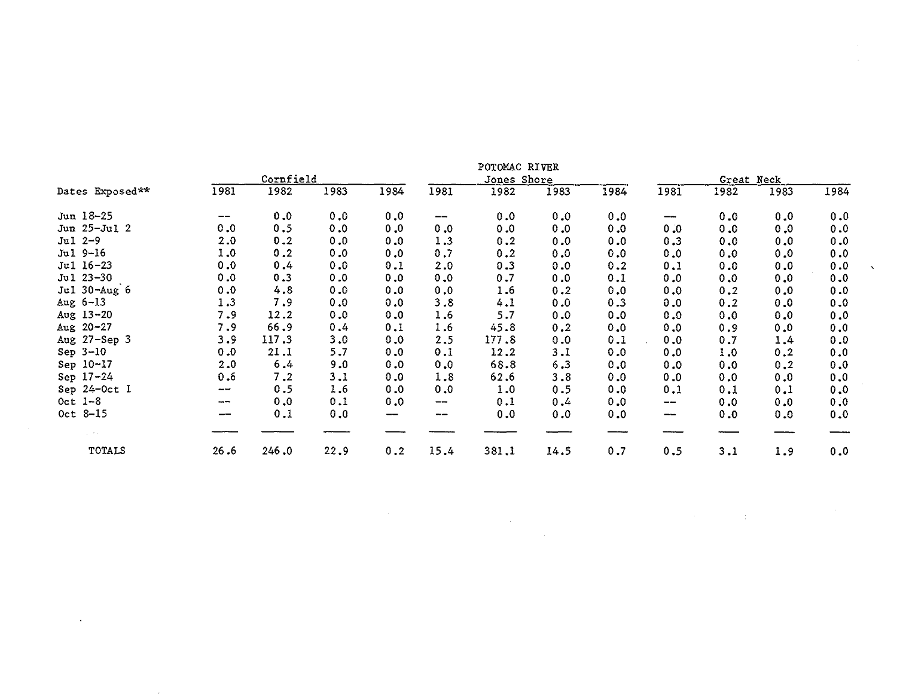| | POTOMAC RIVER | | | | | | | | | | | |
|---|---|---|---|---|---|---|---|---|---|---|---|---|
| | Cornfield | | | | Jones Shore | | | | Great Neck | | | |
| Dates Exposed** | 1981 | 1982 | 1983 | 1984 | 1981 | 1982 | 1983 | 1984 | 1981 | 1982 | 1983 | 1984 |
| Jun 18-25 | -- | 0.0 | 0.0 | 0.0 | -- | 0.0 | 0.0 | 0.0 | -- | 0.0 | 0.0 | 0.0 |
| Jun 25-Jul 2 | 0.0 | 0.5 | 0.0 | 0.0 | 0.0 | 0.0 | 0.0 | 0.0 | 0.0 | 0.0 | 0.0 | 0.0 |
| Jul 2-9 | 2.0 | 0.2 | 0.0 | 0.0 | 1.3 | 0.2 | 0.0 | 0.0 | 0.3 | 0.0 | 0.0 | 0.0 |
| Jul 9-16 | 1.0 | 0.2 | 0.0 | 0.0 | 0.7 | 0.2 | 0.0 | 0.0 | 0.0 | 0.0 | 0.0 | 0.0 |
| Jul 16-23 | 0.0 | 0.4 | 0.0 | 0.1 | 2.0 | 0.3 | 0.0 | 0.2 | 0.1 | 0.0 | 0.0 | 0.0 |
| Jul 23-30 | 0.0 | 0.3 | 0.0 | 0.0 | 0.0 | 0.7 | 0.0 | 0.1 | 0.0 | 0.0 | 0.0 | 0.0 |
| Jul 30-Aug 6 | 0.0 | 4.8 | 0.0 | 0.0 | 0.0 | 1.6 | 0.2 | 0.0 | 0.0 | 0.2 | 0.0 | 0.0 |
| Aug 6-13 | 1.3 | 7.9 | 0.0 | 0.0 | 3.8 | 4.1 | 0.0 | 0.3 | 0.0 | 0.2 | 0.0 | 0.0 |
| Aug 13-20 | 7.9 | 12.2 | 0.0 | 0.0 | 1.6 | 5.7 | 0.0 | 0.0 | 0.0 | 0.0 | 0.0 | 0.0 |
| Aug 20-27 | 7.9 | 66.9 | 0.4 | 0.1 | 1.6 | 45.8 | 0.2 | 0.0 | 0.0 | 0.9 | 0.0 | 0.0 |
| Aug 27-Sep 3 | 3.9 | 117.3 | 3.0 | 0.0 | 2.5 | 177.8 | 0.0 | 0.1 | 0.0 | 0.7 | 1.4 | 0.0 |
| Sep 3-10 | 0.0 | 21.1 | 5.7 | 0.0 | 0.1 | 12.2 | 3.1 | 0.0 | 0.0 | 1.0 | 0.2 | 0.0 |
| Sep 10-17 | 2.0 | 6.4 | 9.0 | 0.0 | 0.0 | 68.8 | 6.3 | 0.0 | 0.0 | 0.0 | 0.2 | 0.0 |
| Sep 17-24 | 0.6 | 7.2 | 3.1 | 0.0 | 1.8 | 62.6 | 3.8 | 0.0 | 0.0 | 0.0 | 0.0 | 0.0 |
| Sep 24-Oct 1 | -- | 0.5 | 1.6 | 0.0 | 0.0 | 1.0 | 0.5 | 0.0 | 0.1 | 0.1 | 0.1 | 0.0 |
| Oct 1-8 | -- | 0.0 | 0.1 | 0.0 | -- | 0.1 | 0.4 | 0.0 | -- | 0.0 | 0.0 | 0.0 |
| Oct 8-15 | -- | 0.1 | 0.0 | -- | -- | 0.0 | 0.0 | 0.0 | -- | 0.0 | 0.0 | 0.0 |
| TOTALS | 26.6 | 246.0 | 22.9 | 0.2 | 15.4 | 381.1 | 14.5 | 0.7 | 0.5 | 3.1 | 1.9 | 0.0 |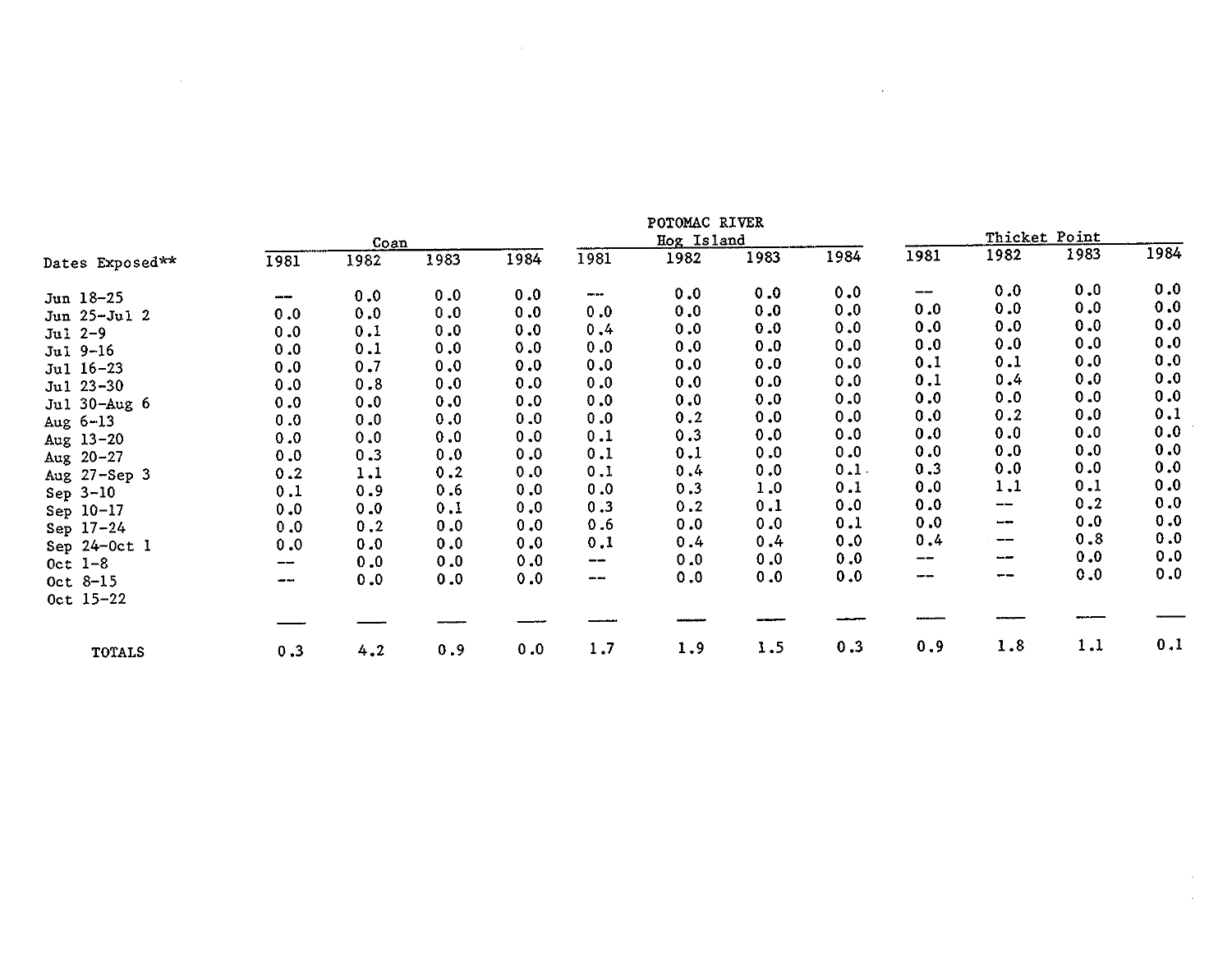| Dates Exposed** | POTOMAC RIVER Coan | | | | Hog Island | | | | Thicket Point | | | |
|---|---|---|---|---|---|---|---|---|---|---|---|---|
| | 1981 | 1982 | 1983 | 1984 | 1981 | 1982 | 1983 | 1984 | 1981 | 1982 | 1983 | 1984 |
| Jun 18-25 | --- | 0.0 | 0.0 | 0.0 | --- | 0.0 | 0.0 | 0.0 | --- | 0.0 | 0.0 | 0.0 |
| Jun 25-Jul 2 | 0.0 | 0.0 | 0.0 | 0.0 | 0.0 | 0.0 | 0.0 | 0.0 | 0.0 | 0.0 | 0.0 | 0.0 |
| Jul 2-9 | 0.0 | 0.1 | 0.0 | 0.0 | 0.4 | 0.0 | 0.0 | 0.0 | 0.0 | 0.0 | 0.0 | 0.0 |
| Jul 9-16 | 0.0 | 0.1 | 0.0 | 0.0 | 0.0 | 0.0 | 0.0 | 0.0 | 0.0 | 0.0 | 0.0 | 0.0 |
| Jul 16-23 | 0.0 | 0.7 | 0.0 | 0.0 | 0.0 | 0.0 | 0.0 | 0.0 | 0.1 | 0.1 | 0.0 | 0.0 |
| Jul 23-30 | 0.0 | 0.8 | 0.0 | 0.0 | 0.0 | 0.0 | 0.0 | 0.0 | 0.1 | 0.4 | 0.0 | 0.0 |
| Jul 30-Aug 6 | 0.0 | 0.0 | 0.0 | 0.0 | 0.0 | 0.0 | 0.0 | 0.0 | 0.0 | 0.0 | 0.0 | 0.0 |
| Aug 6-13 | 0.0 | 0.0 | 0.0 | 0.0 | 0.0 | 0.2 | 0.0 | 0.0 | 0.0 | 0.2 | 0.0 | 0.1 |
| Aug 13-20 | 0.0 | 0.0 | 0.0 | 0.0 | 0.1 | 0.3 | 0.0 | 0.0 | 0.0 | 0.0 | 0.0 | 0.0 |
| Aug 20-27 | 0.0 | 0.3 | 0.0 | 0.0 | 0.1 | 0.1 | 0.0 | 0.0 | 0.0 | 0.0 | 0.0 | 0.0 |
| Aug 27-Sep 3 | 0.2 | 1.1 | 0.2 | 0.0 | 0.1 | 0.4 | 0.0 | 0.1 | 0.3 | 0.0 | 0.0 | 0.0 |
| Sep 3-10 | 0.1 | 0.9 | 0.6 | 0.0 | 0.0 | 0.3 | 1.0 | 0.1 | 0.0 | 1.1 | 0.1 | 0.0 |
| Sep 10-17 | 0.0 | 0.0 | 0.1 | 0.0 | 0.3 | 0.2 | 0.1 | 0.0 | 0.0 | --- | 0.2 | 0.0 |
| Sep 17-24 | 0.0 | 0.2 | 0.0 | 0.0 | 0.6 | 0.0 | 0.0 | 0.1 | 0.0 | --- | 0.0 | 0.0 |
| Sep 24-Oct 1 | 0.0 | 0.0 | 0.0 | 0.0 | 0.1 | 0.4 | 0.4 | 0.0 | 0.4 | --- | 0.8 | 0.0 |
| Oct 1-8 | --- | 0.0 | 0.0 | 0.0 | --- | 0.0 | 0.0 | 0.0 | --- | --- | 0.0 | 0.0 |
| Oct 8-15 | --- | 0.0 | 0.0 | 0.0 | --- | 0.0 | 0.0 | 0.0 | --- | --- | 0.0 | 0.0 |
| Oct 15-22 | | | | | | | | | | | | |
| TOTALS | 0.3 | 4.2 | 0.9 | 0.0 | 1.7 | 1.9 | 1.5 | 0.3 | 0.9 | 1.8 | 1.1 | 0.1 |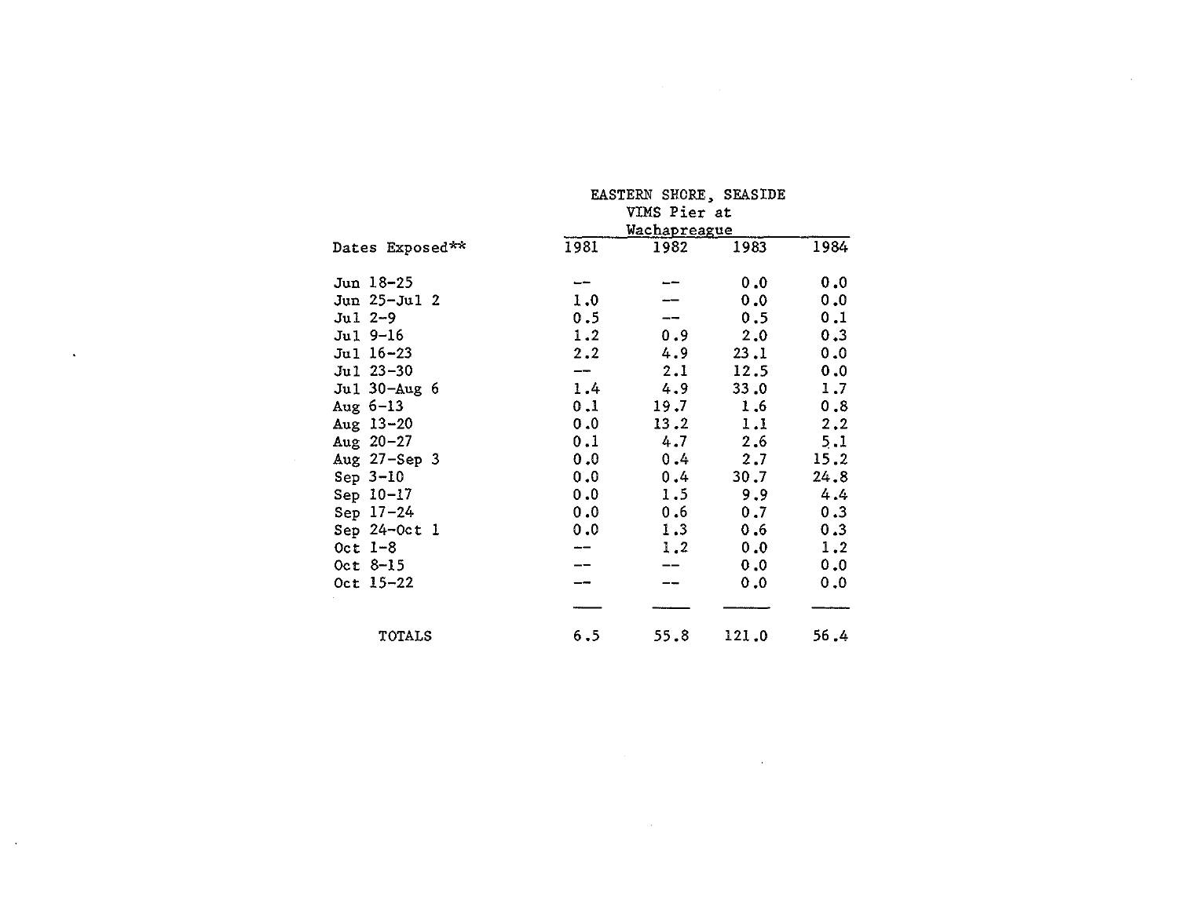| Dates Exposed** | EASTERN SHORE, SEASIDE VIMS Pier at Wachapreague | | | |
|---|---|---|---|---|
| | 1981 | 1982 | 1983 | 1984 |
| Jun 18-25 | -- | -- | 0.0 | 0.0 |
| Jun 25-Jul 2 | 1.0 | -- | 0.0 | 0.0 |
| Jul 2-9 | 0.5 | -- | 0.5 | 0.1 |
| Jul 9-16 | 1.2 | 0.9 | 2.0 | 0.3 |
| Jul 16-23 | 2.2 | 4.9 | 23.1 | 0.0 |
| Jul 23-30 | -- | 2.1 | 12.5 | 0.0 |
| Jul 30-Aug 6 | 1.4 | 4.9 | 33.0 | 1.7 |
| Aug 6-13 | 0.1 | 19.7 | 1.6 | 0.8 |
| Aug 13-20 | 0.0 | 13.2 | 1.1 | 2.2 |
| Aug 20-27 | 0.1 | 4.7 | 2.6 | 5.1 |
| Aug 27-Sep 3 | 0.0 | 0.4 | 2.7 | 15.2 |
| Sep 3-10 | 0.0 | 0.4 | 30.7 | 24.8 |
| Sep 10-17 | 0.0 | 1.5 | 9.9 | 4.4 |
| Sep 17-24 | 0.0 | 0.6 | 0.7 | 0.3 |
| Sep 24-Oct 1 | 0.0 | 1.3 | 0.6 | 0.3 |
| Oct 1-8 | -- | 1.2 | 0.0 | 1.2 |
| Oct 8-15 | -- | -- | 0.0 | 0.0 |
| Oct 15-22 | -- | -- | 0.0 | 0.0 |
| TOTALS | 6.5 | 55.8 | 121.0 | 56.4 |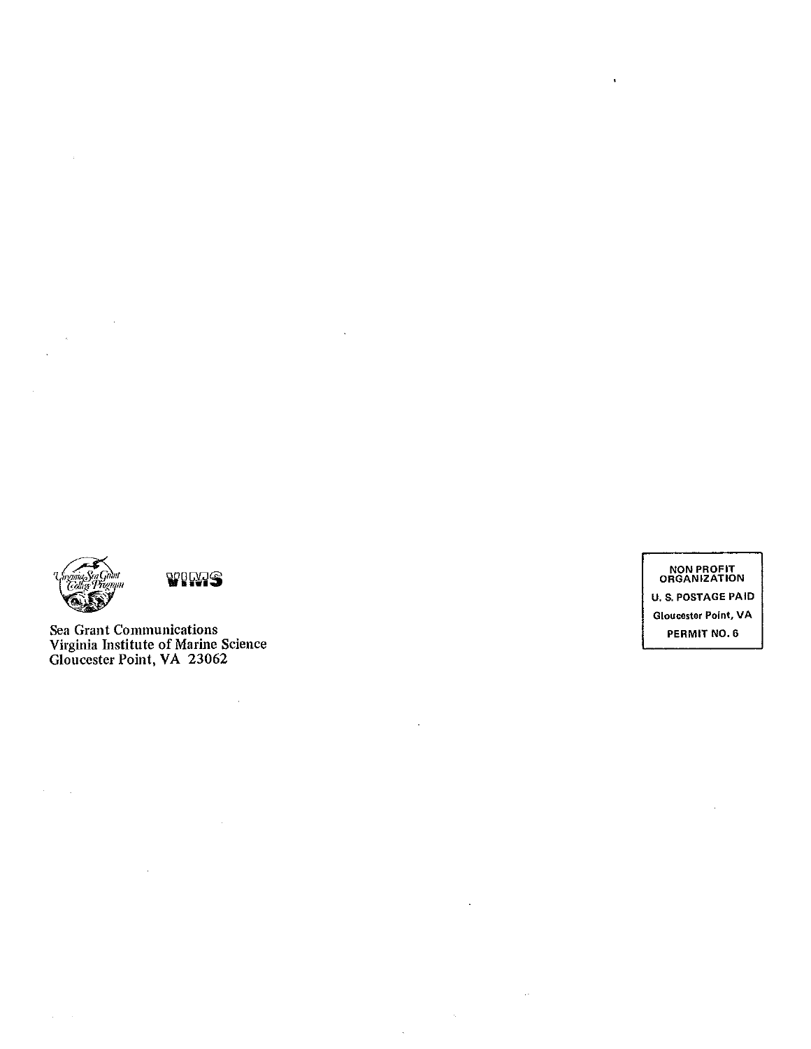VIMS

Sea Grant Communications
Virginia Institute of Marine Science
Gloucester Point, VA 23062

NON PROFIT
ORGANIZATION
U. S. POSTAGE PAID
Gloucester Point, VA
PERMIT NO. 6